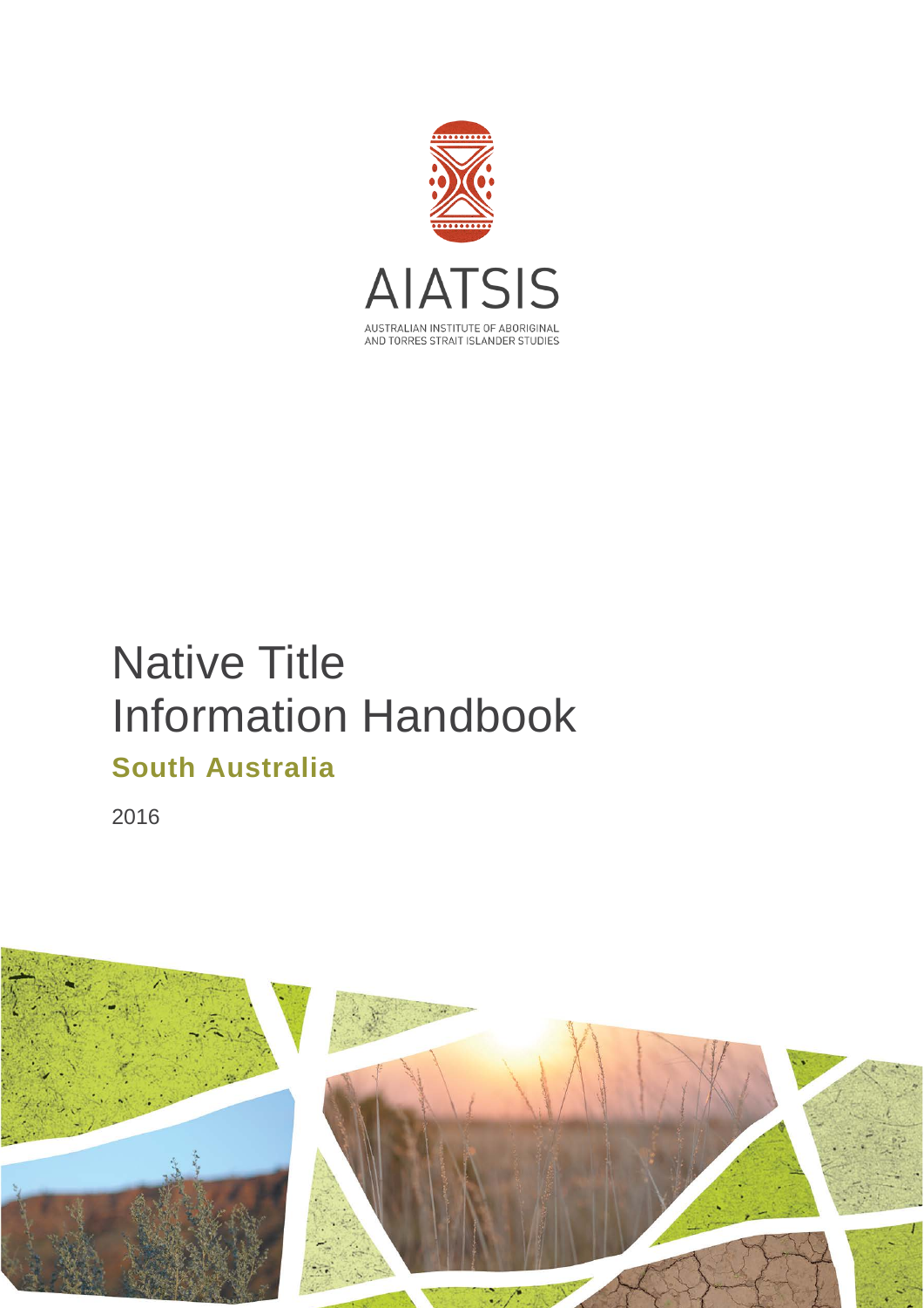AIATSIS

AUSTRALIAN INSTITUTE OF ABORIGINAL AND TORRES STRAIT ISLANDER STUDIES

# Native Title Information Handbook

## South Australia

2016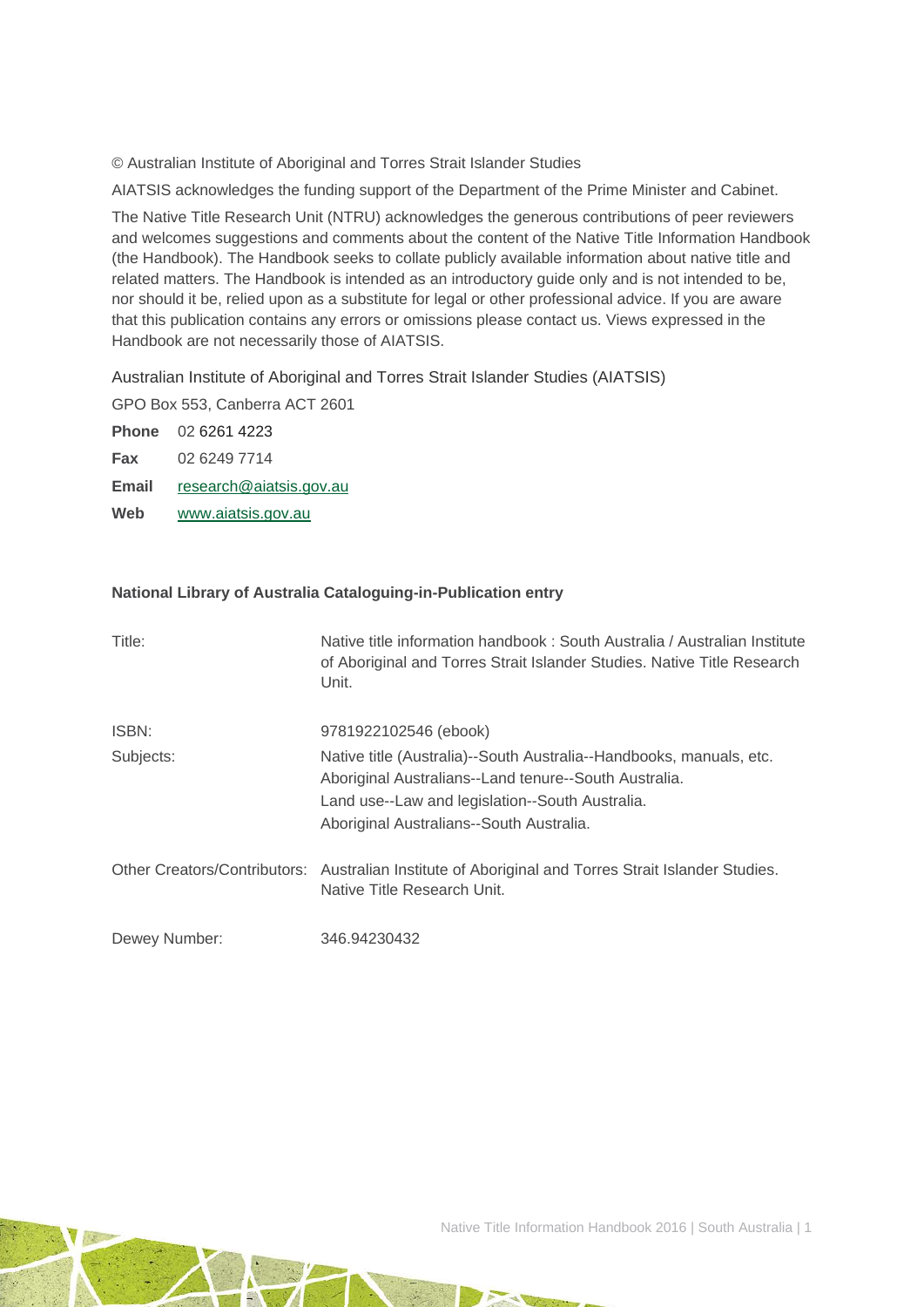© Australian Institute of Aboriginal and Torres Strait Islander Studies

AIATSIS acknowledges the funding support of the Department of the Prime Minister and Cabinet.

The Native Title Research Unit (NTRU) acknowledges the generous contributions of peer reviewers and welcomes suggestions and comments about the content of the Native Title Information Handbook (the Handbook). The Handbook seeks to collate publicly available information about native title and related matters. The Handbook is intended as an introductory guide only and is not intended to be, nor should it be, relied upon as a substitute for legal or other professional advice. If you are aware that this publication contains any errors or omissions please contact us. Views expressed in the Handbook are not necessarily those of AIATSIS.

Australian Institute of Aboriginal and Torres Strait Islander Studies (AIATSIS)

GPO Box 553, Canberra ACT 2601

**Phone** 02 6261 4223

**Fax** 02 6249 7714

**Email** research@aiatsis.gov.au

**Web** www.aiatsis.gov.au

**National Library of Australia Cataloguing-in-Publication entry**

| | |
|---|---|
| Title: | Native title information handbook : South Australia / Australian Institute of Aboriginal and Torres Strait Islander Studies. Native Title Research Unit. |
| ISBN: | 9781922102546 (ebook) |
| Subjects: | Native title (Australia)--South Australia--Handbooks, manuals, etc.<br>Aboriginal Australians--Land tenure--South Australia.<br>Land use--Law and legislation--South Australia.<br>Aboriginal Australians--South Australia. |
| Other Creators/Contributors: | Australian Institute of Aboriginal and Torres Strait Islander Studies. Native Title Research Unit. |
| Dewey Number: | 346.94230432 |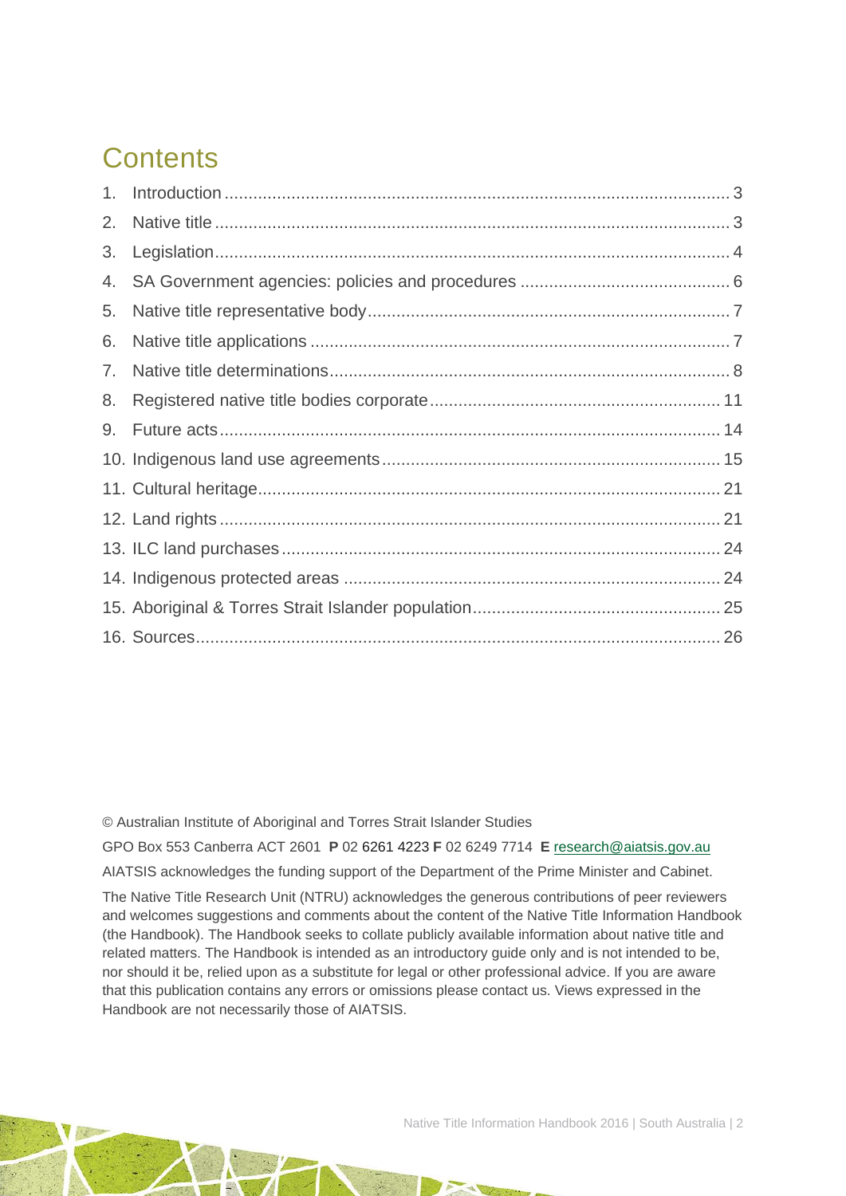# Contents

1. Introduction ........................................................................................................ 3
2. Native title .......................................................................................................... 3
3. Legislation .......................................................................................................... 4
4. SA Government agencies: policies and procedures ........................................... 6
5. Native title representative body .......................................................................... 7
6. Native title applications ....................................................................................... 7
7. Native title determinations ................................................................................... 8
8. Registered native title bodies corporate ............................................................ 11
9. Future acts ........................................................................................................ 14
10. Indigenous land use agreements ..................................................................... 15
11. Cultural heritage ............................................................................................... 21
12. Land rights ....................................................................................................... 21
13. ILC land purchases .......................................................................................... 24
14. Indigenous protected areas .............................................................................. 24
15. Aboriginal & Torres Strait Islander population ................................................... 25
16. Sources ............................................................................................................ 26

© Australian Institute of Aboriginal and Torres Strait Islander Studies

GPO Box 553 Canberra ACT 2601 **P** 02 6261 4223 **F** 02 6249 7714 **E** research@aiatsis.gov.au

AIATSIS acknowledges the funding support of the Department of the Prime Minister and Cabinet.

The Native Title Research Unit (NTRU) acknowledges the generous contributions of peer reviewers and welcomes suggestions and comments about the content of the Native Title Information Handbook (the Handbook). The Handbook seeks to collate publicly available information about native title and related matters. The Handbook is intended as an introductory guide only and is not intended to be, nor should it be, relied upon as a substitute for legal or other professional advice. If you are aware that this publication contains any errors or omissions please contact us. Views expressed in the Handbook are not necessarily those of AIATSIS.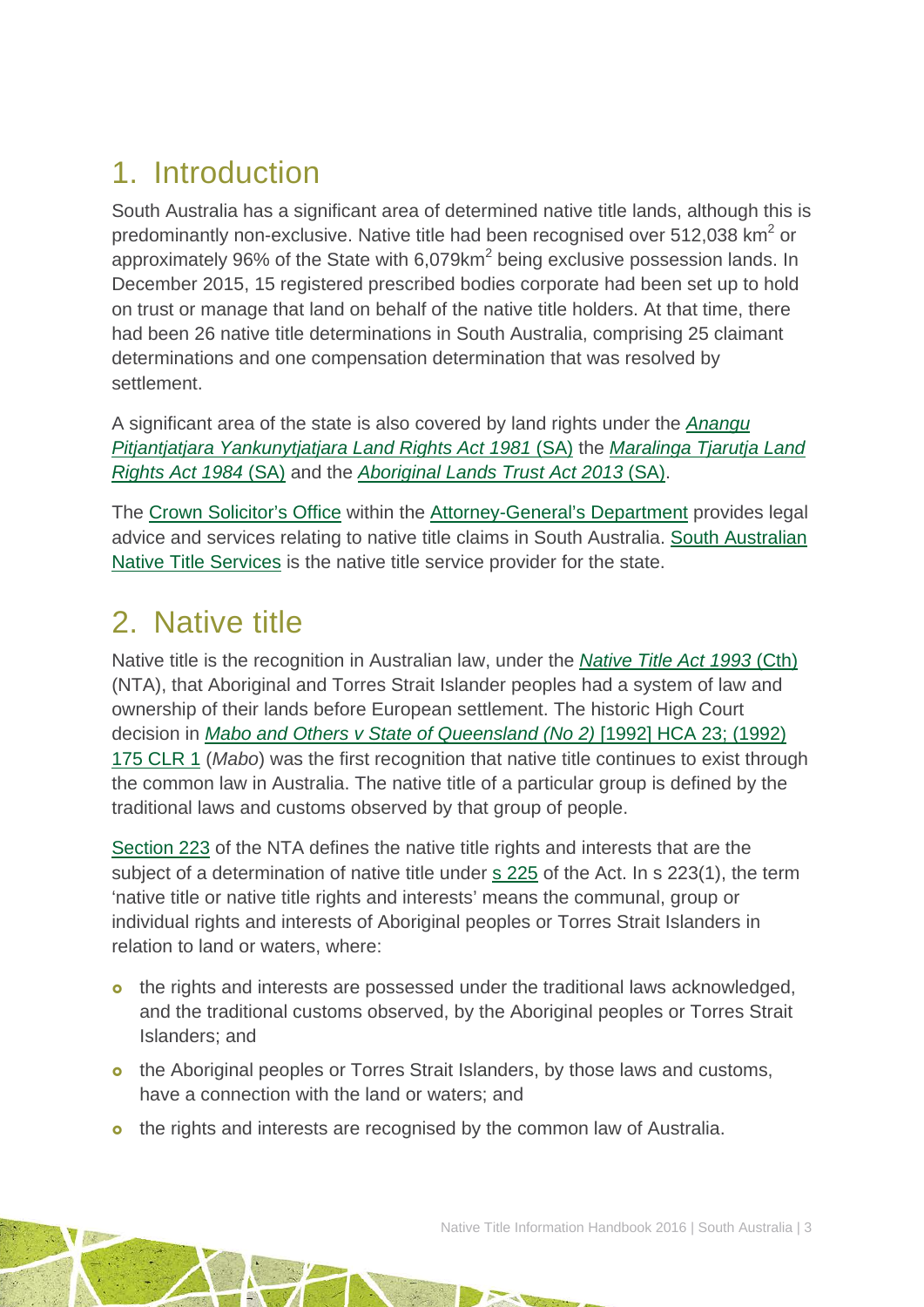# 1. Introduction

South Australia has a significant area of determined native title lands, although this is predominantly non-exclusive. Native title had been recognised over 512,038 $km^2$ or approximately 96% of the State with 6,079$km^2$ being exclusive possession lands. In December 2015, 15 registered prescribed bodies corporate had been set up to hold on trust or manage that land on behalf of the native title holders. At that time, there had been 26 native title determinations in South Australia, comprising 25 claimant determinations and one compensation determination that was resolved by settlement.

A significant area of the state is also covered by land rights under the *Anangu Pitjantjatjara Yankunytjatjara Land Rights Act 1981* (SA) the *Maralinga Tjarutja Land Rights Act 1984* (SA) and the *Aboriginal Lands Trust Act 2013* (SA).

The Crown Solicitor's Office within the Attorney-General's Department provides legal advice and services relating to native title claims in South Australia. South Australian Native Title Services is the native title service provider for the state.

# 2. Native title

Native title is the recognition in Australian law, under the *Native Title Act 1993* (Cth) (NTA), that Aboriginal and Torres Strait Islander peoples had a system of law and ownership of their lands before European settlement. The historic High Court decision in *Mabo and Others v State of Queensland (No 2)* [1992] HCA 23; (1992) 175 CLR 1 (*Mabo*) was the first recognition that native title continues to exist through the common law in Australia. The native title of a particular group is defined by the traditional laws and customs observed by that group of people.

Section 223 of the NTA defines the native title rights and interests that are the subject of a determination of native title under s 225 of the Act. In s 223(1), the term 'native title or native title rights and interests' means the communal, group or individual rights and interests of Aboriginal peoples or Torres Strait Islanders in relation to land or waters, where:

- the rights and interests are possessed under the traditional laws acknowledged, and the traditional customs observed, by the Aboriginal peoples or Torres Strait Islanders; and
- the Aboriginal peoples or Torres Strait Islanders, by those laws and customs, have a connection with the land or waters; and
- the rights and interests are recognised by the common law of Australia.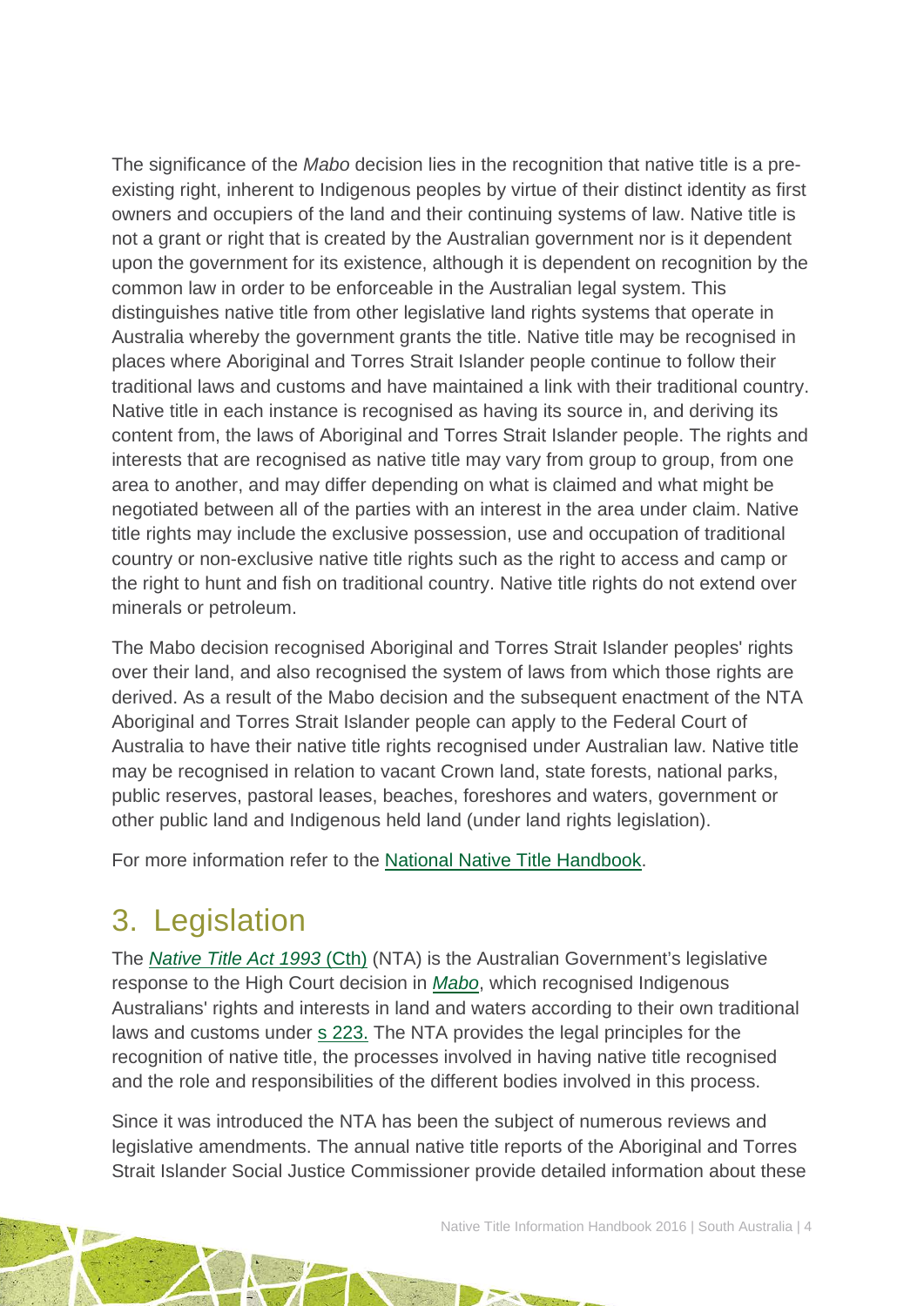The significance of the *Mabo* decision lies in the recognition that native title is a pre-existing right, inherent to Indigenous peoples by virtue of their distinct identity as first owners and occupiers of the land and their continuing systems of law. Native title is not a grant or right that is created by the Australian government nor is it dependent upon the government for its existence, although it is dependent on recognition by the common law in order to be enforceable in the Australian legal system. This distinguishes native title from other legislative land rights systems that operate in Australia whereby the government grants the title. Native title may be recognised in places where Aboriginal and Torres Strait Islander people continue to follow their traditional laws and customs and have maintained a link with their traditional country. Native title in each instance is recognised as having its source in, and deriving its content from, the laws of Aboriginal and Torres Strait Islander people. The rights and interests that are recognised as native title may vary from group to group, from one area to another, and may differ depending on what is claimed and what might be negotiated between all of the parties with an interest in the area under claim. Native title rights may include the exclusive possession, use and occupation of traditional country or non-exclusive native title rights such as the right to access and camp or the right to hunt and fish on traditional country. Native title rights do not extend over minerals or petroleum.

The Mabo decision recognised Aboriginal and Torres Strait Islander peoples' rights over their land, and also recognised the system of laws from which those rights are derived. As a result of the Mabo decision and the subsequent enactment of the NTA Aboriginal and Torres Strait Islander people can apply to the Federal Court of Australia to have their native title rights recognised under Australian law. Native title may be recognised in relation to vacant Crown land, state forests, national parks, public reserves, pastoral leases, beaches, foreshores and waters, government or other public land and Indigenous held land (under land rights legislation).

For more information refer to the National Native Title Handbook.

## 3. Legislation

The *Native Title Act 1993* (Cth) (NTA) is the Australian Government's legislative response to the High Court decision in *Mabo*, which recognised Indigenous Australians' rights and interests in land and waters according to their own traditional laws and customs under s 223. The NTA provides the legal principles for the recognition of native title, the processes involved in having native title recognised and the role and responsibilities of the different bodies involved in this process.

Since it was introduced the NTA has been the subject of numerous reviews and legislative amendments. The annual native title reports of the Aboriginal and Torres Strait Islander Social Justice Commissioner provide detailed information about these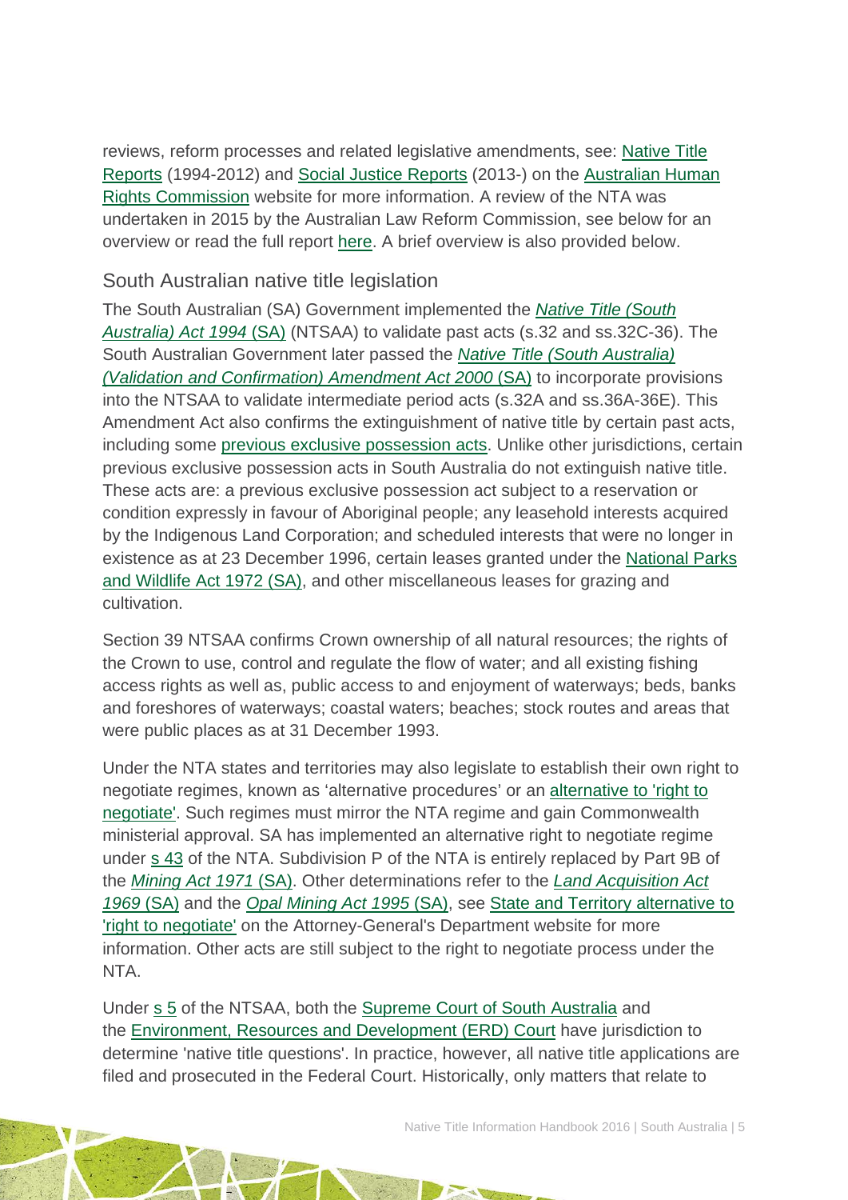reviews, reform processes and related legislative amendments, see: Native Title Reports (1994-2012) and Social Justice Reports (2013-) on the Australian Human Rights Commission website for more information. A review of the NTA was undertaken in 2015 by the Australian Law Reform Commission, see below for an overview or read the full report here. A brief overview is also provided below.

## South Australian native title legislation

The South Australian (SA) Government implemented the *Native Title (South Australia) Act 1994* (SA) (NTSAA) to validate past acts (s.32 and ss.32C-36). The South Australian Government later passed the *Native Title (South Australia) (Validation and Confirmation) Amendment Act 2000* (SA) to incorporate provisions into the NTSAA to validate intermediate period acts (s.32A and ss.36A-36E). This Amendment Act also confirms the extinguishment of native title by certain past acts, including some previous exclusive possession acts. Unlike other jurisdictions, certain previous exclusive possession acts in South Australia do not extinguish native title. These acts are: a previous exclusive possession act subject to a reservation or condition expressly in favour of Aboriginal people; any leasehold interests acquired by the Indigenous Land Corporation; and scheduled interests that were no longer in existence as at 23 December 1996, certain leases granted under the National Parks and Wildlife Act 1972 (SA), and other miscellaneous leases for grazing and cultivation.

Section 39 NTSAA confirms Crown ownership of all natural resources; the rights of the Crown to use, control and regulate the flow of water; and all existing fishing access rights as well as, public access to and enjoyment of waterways; beds, banks and foreshores of waterways; coastal waters; beaches; stock routes and areas that were public places as at 31 December 1993.

Under the NTA states and territories may also legislate to establish their own right to negotiate regimes, known as 'alternative procedures' or an alternative to 'right to negotiate'. Such regimes must mirror the NTA regime and gain Commonwealth ministerial approval. SA has implemented an alternative right to negotiate regime under s 43 of the NTA. Subdivision P of the NTA is entirely replaced by Part 9B of the *Mining Act 1971* (SA). Other determinations refer to the *Land Acquisition Act 1969* (SA) and the *Opal Mining Act 1995* (SA), see State and Territory alternative to 'right to negotiate' on the Attorney-General's Department website for more information. Other acts are still subject to the right to negotiate process under the NTA.

Under s 5 of the NTSAA, both the Supreme Court of South Australia and the Environment, Resources and Development (ERD) Court have jurisdiction to determine 'native title questions'. In practice, however, all native title applications are filed and prosecuted in the Federal Court. Historically, only matters that relate to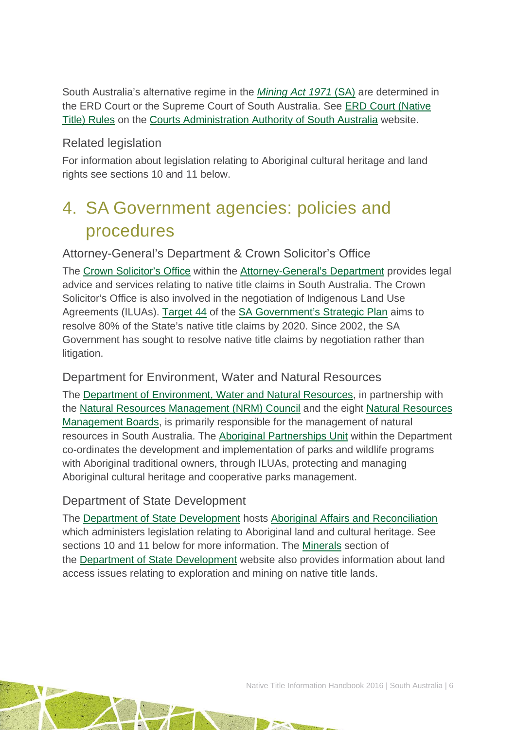South Australia's alternative regime in the *Mining Act 1971* (SA) are determined in the ERD Court or the Supreme Court of South Australia. See ERD Court (Native Title) Rules on the Courts Administration Authority of South Australia website.

### Related legislation

For information about legislation relating to Aboriginal cultural heritage and land rights see sections 10 and 11 below.

## 4. SA Government agencies: policies and procedures

### Attorney-General's Department & Crown Solicitor's Office

The Crown Solicitor's Office within the Attorney-General's Department provides legal advice and services relating to native title claims in South Australia. The Crown Solicitor's Office is also involved in the negotiation of Indigenous Land Use Agreements (ILUAs). Target 44 of the SA Government's Strategic Plan aims to resolve 80% of the State's native title claims by 2020. Since 2002, the SA Government has sought to resolve native title claims by negotiation rather than litigation.

### Department for Environment, Water and Natural Resources

The Department of Environment, Water and Natural Resources, in partnership with the Natural Resources Management (NRM) Council and the eight Natural Resources Management Boards, is primarily responsible for the management of natural resources in South Australia. The Aboriginal Partnerships Unit within the Department co-ordinates the development and implementation of parks and wildlife programs with Aboriginal traditional owners, through ILUAs, protecting and managing Aboriginal cultural heritage and cooperative parks management.

### Department of State Development

The Department of State Development hosts Aboriginal Affairs and Reconciliation which administers legislation relating to Aboriginal land and cultural heritage. See sections 10 and 11 below for more information. The Minerals section of the Department of State Development website also provides information about land access issues relating to exploration and mining on native title lands.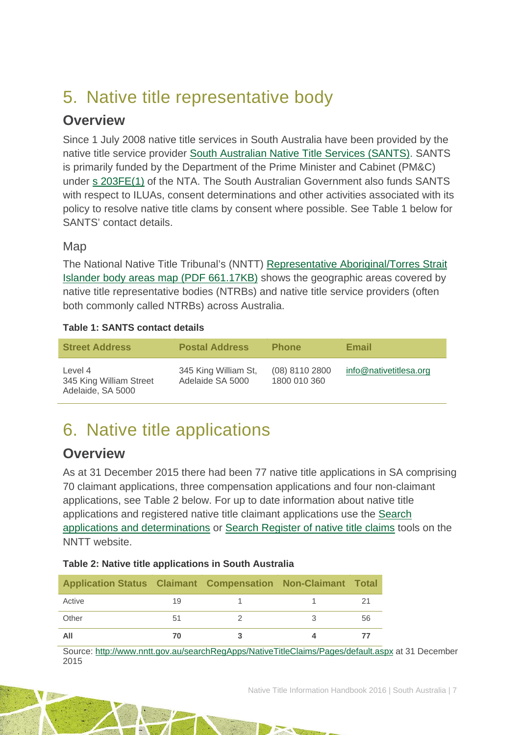# 5. Native title representative body

## Overview

Since 1 July 2008 native title services in South Australia have been provided by the native title service provider South Australian Native Title Services (SANTS). SANTS is primarily funded by the Department of the Prime Minister and Cabinet (PM&C) under s 203FE(1) of the NTA. The South Australian Government also funds SANTS with respect to ILUAs, consent determinations and other activities associated with its policy to resolve native title clams by consent where possible. See Table 1 below for SANTS' contact details.

### Map

The National Native Title Tribunal's (NNTT) Representative Aboriginal/Torres Strait Islander body areas map (PDF 661.17KB) shows the geographic areas covered by native title representative bodies (NTRBs) and native title service providers (often both commonly called NTRBs) across Australia.

**Table 1: SANTS contact details**

| Street Address | Postal Address | Phone | Email |
|---|---|---|---|
| Level 4<br>345 King William Street<br>Adelaide, SA 5000 | 345 King William St,<br>Adelaide SA 5000 | (08) 8110 2800<br>1800 010 360 | info@nativetitlesa.org |

# 6. Native title applications

## Overview

As at 31 December 2015 there had been 77 native title applications in SA comprising 70 claimant applications, three compensation applications and four non-claimant applications, see Table 2 below. For up to date information about native title applications and registered native title claimant applications use the Search applications and determinations or Search Register of native title claims tools on the NNTT website.

**Table 2: Native title applications in South Australia**

| Application Status | Claimant | Compensation | Non-Claimant | Total |
|---|---|---|---|---|
| Active | 19 | 1 | 1 | 21 |
| Other | 51 | 2 | 3 | 56 |
| **All** | **70** | **3** | **4** | **77** |

Source: http://www.nntt.gov.au/searchRegApps/NativeTitleClaims/Pages/default.aspx at 31 December 2015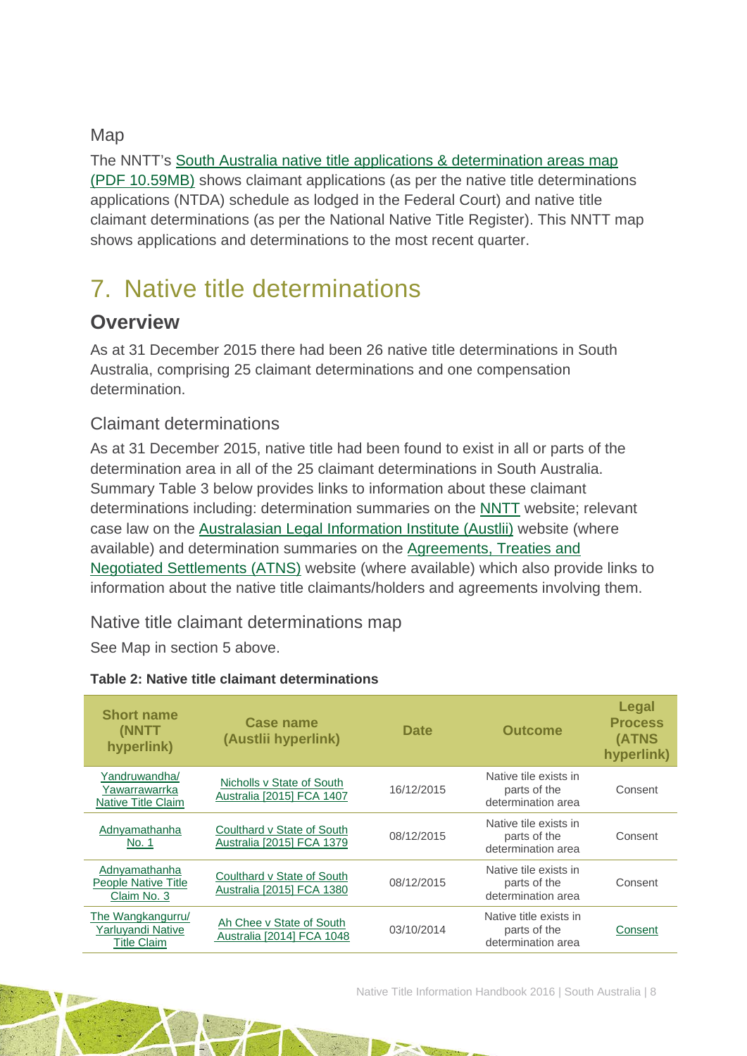Map

The NNTT's South Australia native title applications & determination areas map (PDF 10.59MB) shows claimant applications (as per the native title determinations applications (NTDA) schedule as lodged in the Federal Court) and native title claimant determinations (as per the National Native Title Register). This NNTT map shows applications and determinations to the most recent quarter.

# 7. Native title determinations

## Overview

As at 31 December 2015 there had been 26 native title determinations in South Australia, comprising 25 claimant determinations and one compensation determination.

### Claimant determinations

As at 31 December 2015, native title had been found to exist in all or parts of the determination area in all of the 25 claimant determinations in South Australia. Summary Table 3 below provides links to information about these claimant determinations including: determination summaries on the NNTT website; relevant case law on the Australasian Legal Information Institute (Austlii) website (where available) and determination summaries on the Agreements, Treaties and Negotiated Settlements (ATNS) website (where available) which also provide links to information about the native title claimants/holders and agreements involving them.

### Native title claimant determinations map

See Map in section 5 above.

**Table 2: Native title claimant determinations**

| Short name (NNTT hyperlink) | Case name (Austlii hyperlink) | Date | Outcome | Legal Process (ATNS hyperlink) |
|---|---|---|---|---|
| Yandruwandha/ Yawarrawarrka Native Title Claim | Nicholls v State of South Australia [2015] FCA 1407 | 16/12/2015 | Native tile exists in parts of the determination area | Consent |
| Adnyamathanha No. 1 | Coulthard v State of South Australia [2015] FCA 1379 | 08/12/2015 | Native tile exists in parts of the determination area | Consent |
| Adnyamathanha People Native Title Claim No. 3 | Coulthard v State of South Australia [2015] FCA 1380 | 08/12/2015 | Native tile exists in parts of the determination area | Consent |
| The Wangkangurru/ Yarluyandi Native Title Claim | Ah Chee v State of South Australia [2014] FCA 1048 | 03/10/2014 | Native title exists in parts of the determination area | Consent |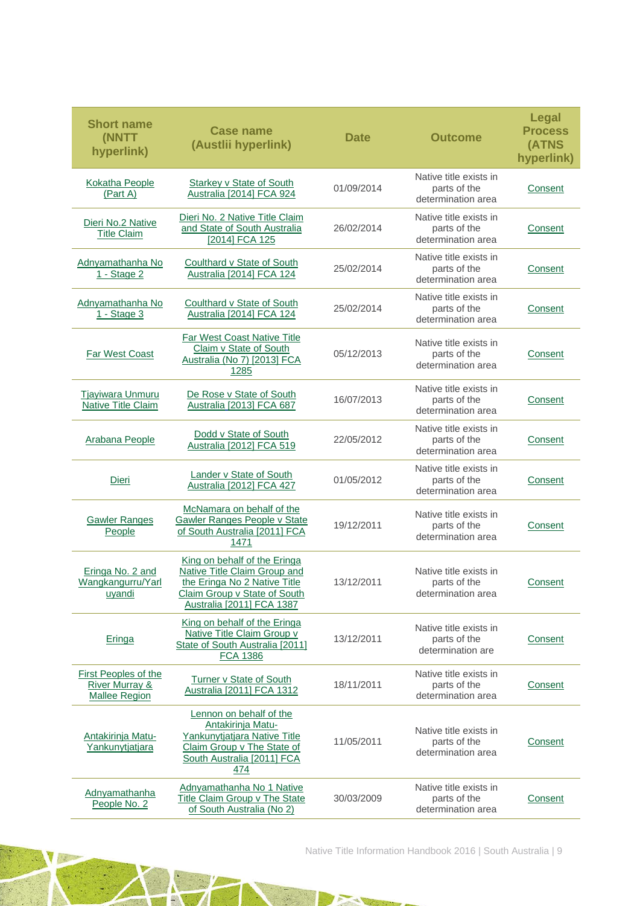| Short name (NNTT hyperlink) | Case name (Austlii hyperlink) | Date | Outcome | Legal Process (ATNS hyperlink) |
|---|---|---|---|---|
| Kokatha People (Part A) | Starkey v State of South Australia [2014] FCA 924 | 01/09/2014 | Native title exists in parts of the determination area | Consent |
| Dieri No.2 Native Title Claim | Dieri No. 2 Native Title Claim and State of South Australia [2014] FCA 125 | 26/02/2014 | Native title exists in parts of the determination area | Consent |
| Adnyamathanha No 1 - Stage 2 | Coulthard v State of South Australia [2014] FCA 124 | 25/02/2014 | Native title exists in parts of the determination area | Consent |
| Adnyamathanha No 1 - Stage 3 | Coulthard v State of South Australia [2014] FCA 124 | 25/02/2014 | Native title exists in parts of the determination area | Consent |
| Far West Coast | Far West Coast Native Title Claim v State of South Australia (No 7) [2013] FCA 1285 | 05/12/2013 | Native title exists in parts of the determination area | Consent |
| Tjayiwara Unmuru Native Title Claim | De Rose v State of South Australia [2013] FCA 687 | 16/07/2013 | Native title exists in parts of the determination area | Consent |
| Arabana People | Dodd v State of South Australia [2012] FCA 519 | 22/05/2012 | Native title exists in parts of the determination area | Consent |
| Dieri | Lander v State of South Australia [2012] FCA 427 | 01/05/2012 | Native title exists in parts of the determination area | Consent |
| Gawler Ranges People | McNamara on behalf of the Gawler Ranges People v State of South Australia [2011] FCA 1471 | 19/12/2011 | Native title exists in parts of the determination area | Consent |
| Eringa No. 2 and Wangkangurru/Yarluyandi | King on behalf of the Eringa Native Title Claim Group and the Eringa No 2 Native Title Claim Group v State of South Australia [2011] FCA 1387 | 13/12/2011 | Native title exists in parts of the determination area | Consent |
| Eringa | King on behalf of the Eringa Native Title Claim Group v State of South Australia [2011] FCA 1386 | 13/12/2011 | Native title exists in parts of the determination are | Consent |
| First Peoples of the River Murray & Mallee Region | Turner v State of South Australia [2011] FCA 1312 | 18/11/2011 | Native title exists in parts of the determination area | Consent |
| Antakirinja Matu-Yankunytjatjara | Lennon on behalf of the Antakirinja Matu-Yankunytjatjara Native Title Claim Group v The State of South Australia [2011] FCA 474 | 11/05/2011 | Native title exists in parts of the determination area | Consent |
| Adnyamathanha People No. 2 | Adnyamathanha No 1 Native Title Claim Group v The State of South Australia (No 2) | 30/03/2009 | Native title exists in parts of the determination area | Consent |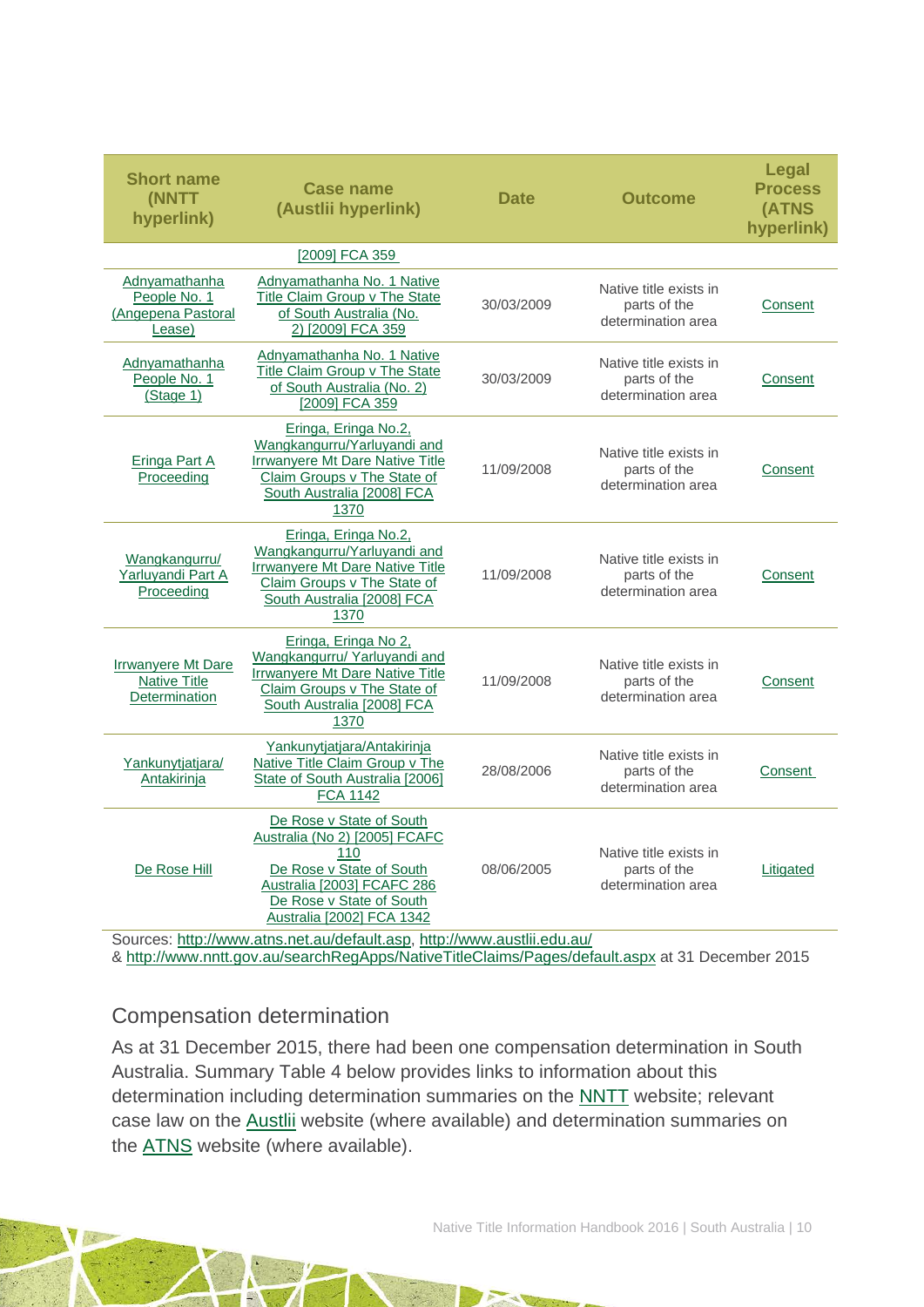| Short name (NNTT hyperlink) | Case name (Austlii hyperlink) | Date | Outcome | Legal Process (ATNS hyperlink) |
|---|---|---|---|---|
| | [2009] FCA 359 | | | |
| Adnyamathanha People No. 1 (Angepena Pastoral Lease) | Adnyamathanha No. 1 Native Title Claim Group v The State of South Australia (No. 2) [2009] FCA 359 | 30/03/2009 | Native title exists in parts of the determination area | Consent |
| Adnyamathanha People No. 1 (Stage 1) | Adnyamathanha No. 1 Native Title Claim Group v The State of South Australia (No. 2) [2009] FCA 359 | 30/03/2009 | Native title exists in parts of the determination area | Consent |
| Eringa Part A Proceeding | Eringa, Eringa No.2, Wangkangurru/Yarluyandi and Irrwanyere Mt Dare Native Title Claim Groups v The State of South Australia [2008] FCA 1370 | 11/09/2008 | Native title exists in parts of the determination area | Consent |
| Wangkangurru/ Yarluyandi Part A Proceeding | Eringa, Eringa No.2, Wangkangurru/Yarluyandi and Irrwanyere Mt Dare Native Title Claim Groups v The State of South Australia [2008] FCA 1370 | 11/09/2008 | Native title exists in parts of the determination area | Consent |
| Irrwanyere Mt Dare Native Title Determination | Eringa, Eringa No 2, Wangkangurru/ Yarluyandi and Irrwanyere Mt Dare Native Title Claim Groups v The State of South Australia [2008] FCA 1370 | 11/09/2008 | Native title exists in parts of the determination area | Consent |
| Yankunytjatjara/ Antakirinja | Yankunytjatjara/Antakirinja Native Title Claim Group v The State of South Australia [2006] FCA 1142 | 28/08/2006 | Native title exists in parts of the determination area | Consent |
| De Rose Hill | De Rose v State of South Australia (No 2) [2005] FCAFC 110<br>De Rose v State of South Australia [2003] FCAFC 286<br>De Rose v State of South Australia [2002] FCA 1342 | 08/06/2005 | Native title exists in parts of the determination area | Litigated |

Sources: http://www.atns.net.au/default.asp, http://www.austlii.edu.au/ & http://www.nntt.gov.au/searchRegApps/NativeTitleClaims/Pages/default.aspx at 31 December 2015

## Compensation determination

As at 31 December 2015, there had been one compensation determination in South Australia. Summary Table 4 below provides links to information about this determination including determination summaries on the NNTT website; relevant case law on the Austlii website (where available) and determination summaries on the ATNS website (where available).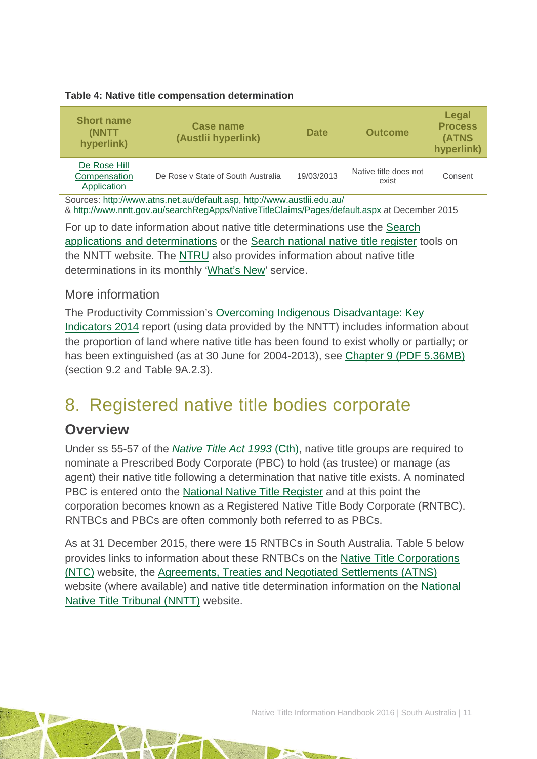**Table 4: Native title compensation determination**

| Short name (NNTT hyperlink) | Case name (Austlii hyperlink) | Date | Outcome | Legal Process (ATNS hyperlink) |
|---|---|---|---|---|
| De Rose Hill Compensation Application | De Rose v State of South Australia | 19/03/2013 | Native title does not exist | Consent |

Sources: http://www.atns.net.au/default.asp, http://www.austlii.edu.au/
& http://www.nntt.gov.au/searchRegApps/NativeTitleClaims/Pages/default.aspx at December 2015

For up to date information about native title determinations use the Search applications and determinations or the Search national native title register tools on the NNTT website. The NTRU also provides information about native title determinations in its monthly 'What's New' service.

### More information

The Productivity Commission's Overcoming Indigenous Disadvantage: Key Indicators 2014 report (using data provided by the NNTT) includes information about the proportion of land where native title has been found to exist wholly or partially; or has been extinguished (as at 30 June for 2004-2013), see Chapter 9 (PDF 5.36MB) (section 9.2 and Table 9A.2.3).

# 8. Registered native title bodies corporate

## Overview

Under ss 55-57 of the *Native Title Act 1993* (Cth), native title groups are required to nominate a Prescribed Body Corporate (PBC) to hold (as trustee) or manage (as agent) their native title following a determination that native title exists. A nominated PBC is entered onto the National Native Title Register and at this point the corporation becomes known as a Registered Native Title Body Corporate (RNTBC). RNTBCs and PBCs are often commonly both referred to as PBCs.

As at 31 December 2015, there were 15 RNTBCs in South Australia. Table 5 below provides links to information about these RNTBCs on the Native Title Corporations (NTC) website, the Agreements, Treaties and Negotiated Settlements (ATNS) website (where available) and native title determination information on the National Native Title Tribunal (NNTT) website.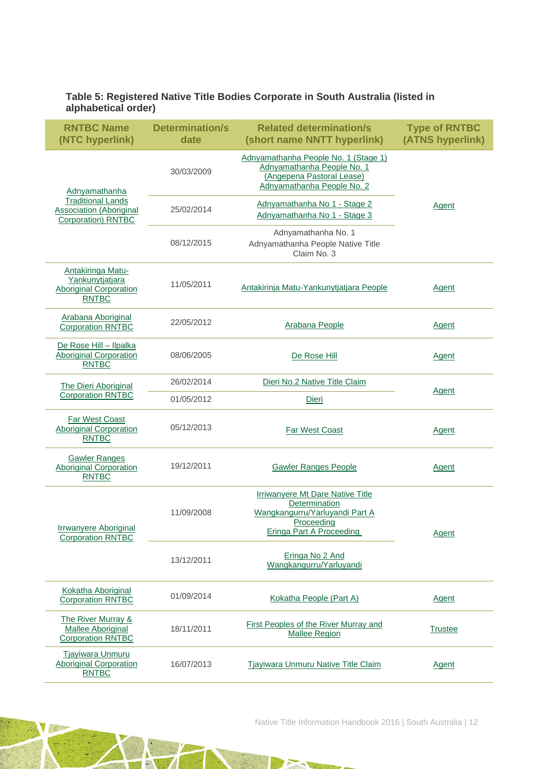**Table 5: Registered Native Title Bodies Corporate in South Australia (listed in alphabetical order)**

| RNTBC Name (NTC hyperlink) | Determination/s date | Related determination/s (short name NNTT hyperlink) | Type of RNTBC (ATNS hyperlink) |
|---|---|---|---|
| Adnyamathanha Traditional Lands Association (Aboriginal Corporation) RNTBC | 30/03/2009 | Adnyamathanha People No. 1 (Stage 1)<br>Adnyamathanha People No. 1 (Angepena Pastoral Lease)<br>Adnyamathanha People No. 2 | Agent |
| | 25/02/2014 | Adnyamathanha No 1 - Stage 2<br>Adnyamathanha No 1 - Stage 3 | |
| | 08/12/2015 | Adnyamathanha No. 1<br>Adnyamathanha People Native Title Claim No. 3 | |
| Antakiringa Matu-Yankunytjatjara Aboriginal Corporation RNTBC | 11/05/2011 | Antakirinja Matu-Yankunytjatjara People | Agent |
| Arabana Aboriginal Corporation RNTBC | 22/05/2012 | Arabana People | Agent |
| De Rose Hill – Ilpalka Aboriginal Corporation RNTBC | 08/06/2005 | De Rose Hill | Agent |
| The Dieri Aboriginal Corporation RNTBC | 26/02/2014 | Dieri No.2 Native Title Claim | Agent |
| | 01/05/2012 | Dieri | |
| Far West Coast Aboriginal Corporation RNTBC | 05/12/2013 | Far West Coast | Agent |
| Gawler Ranges Aboriginal Corporation RNTBC | 19/12/2011 | Gawler Ranges People | Agent |
| Irrwanyere Aboriginal Corporation RNTBC | 11/09/2008 | Irriwanyere Mt Dare Native Title Determination<br>Wangkangurru/Yarluyandi Part A Proceeding<br>Eringa Part A Proceeding | Agent |
| | 13/12/2011 | Eringa No 2 And Wangkangurru/Yarluyandi | |
| Kokatha Aboriginal Corporation RNTBC | 01/09/2014 | Kokatha People (Part A) | Agent |
| The River Murray & Mallee Aboriginal Corporation RNTBC | 18/11/2011 | First Peoples of the River Murray and Mallee Region | Trustee |
| Tjayiwara Unmuru Aboriginal Corporation RNTBC | 16/07/2013 | Tjayiwara Unmuru Native Title Claim | Agent |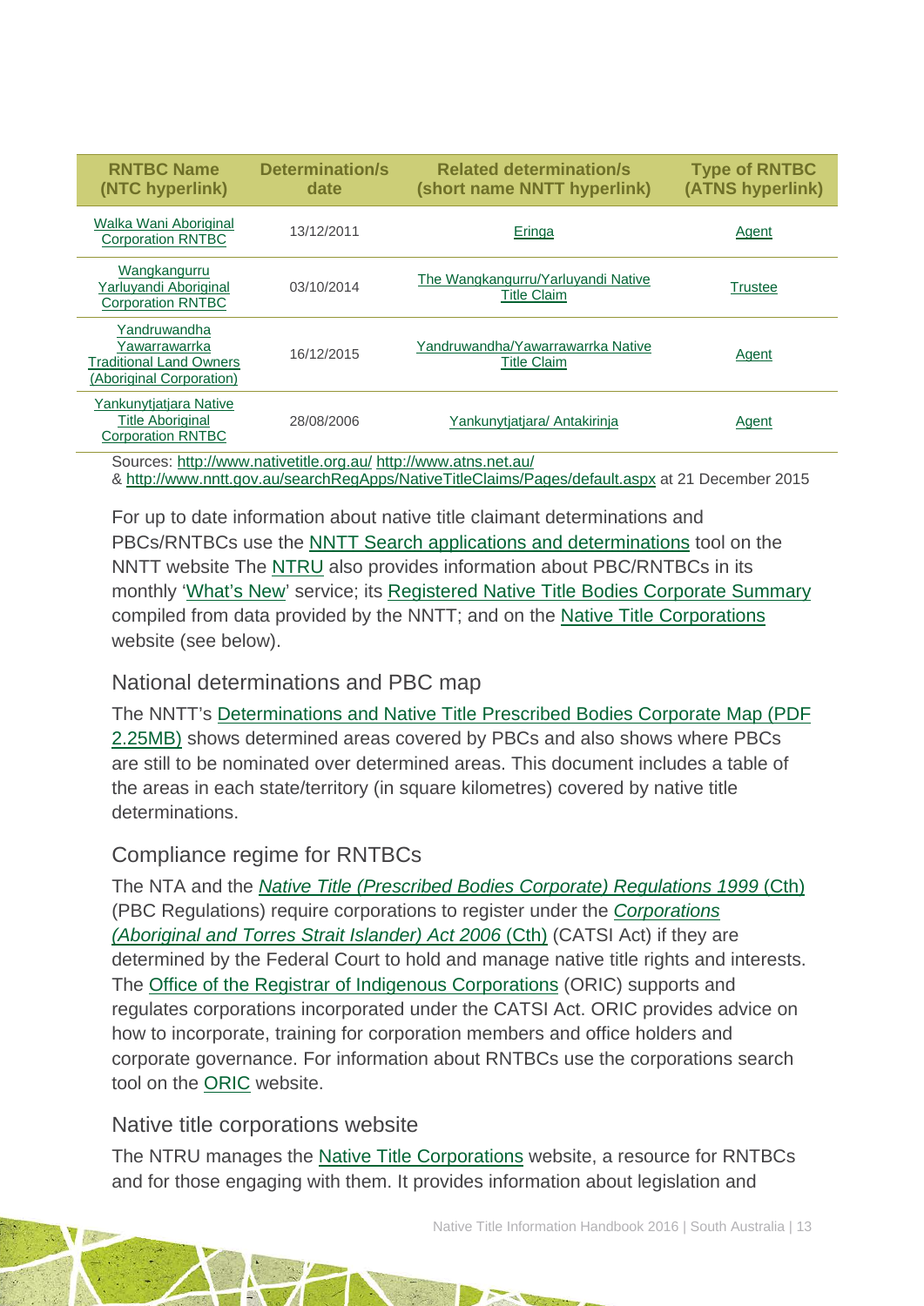| RNTBC Name (NTC hyperlink) | Determination/s date | Related determination/s (short name NNTT hyperlink) | Type of RNTBC (ATNS hyperlink) |
|---|---|---|---|
| Walka Wani Aboriginal Corporation RNTBC | 13/12/2011 | Eringa | Agent |
| Wangkangurru Yarluyandi Aboriginal Corporation RNTBC | 03/10/2014 | The Wangkangurru/Yarluyandi Native Title Claim | Trustee |
| Yandruwandha Yawarrawarrka Traditional Land Owners (Aboriginal Corporation) | 16/12/2015 | Yandruwandha/Yawarrawarrka Native Title Claim | Agent |
| Yankunytjatjara Native Title Aboriginal Corporation RNTBC | 28/08/2006 | Yankunytjatjara/ Antakirinja | Agent |

Sources: http://www.nativetitle.org.au/ http://www.atns.net.au/ & http://www.nntt.gov.au/searchRegApps/NativeTitleClaims/Pages/default.aspx at 21 December 2015

For up to date information about native title claimant determinations and PBCs/RNTBCs use the NNTT Search applications and determinations tool on the NNTT website The NTRU also provides information about PBC/RNTBCs in its monthly 'What's New' service; its Registered Native Title Bodies Corporate Summary compiled from data provided by the NNTT; and on the Native Title Corporations website (see below).

## National determinations and PBC map

The NNTT's Determinations and Native Title Prescribed Bodies Corporate Map (PDF 2.25MB) shows determined areas covered by PBCs and also shows where PBCs are still to be nominated over determined areas. This document includes a table of the areas in each state/territory (in square kilometres) covered by native title determinations.

## Compliance regime for RNTBCs

The NTA and the *Native Title (Prescribed Bodies Corporate) Regulations 1999* (Cth) (PBC Regulations) require corporations to register under the *Corporations (Aboriginal and Torres Strait Islander) Act 2006* (Cth) (CATSI Act) if they are determined by the Federal Court to hold and manage native title rights and interests. The Office of the Registrar of Indigenous Corporations (ORIC) supports and regulates corporations incorporated under the CATSI Act. ORIC provides advice on how to incorporate, training for corporation members and office holders and corporate governance. For information about RNTBCs use the corporations search tool on the ORIC website.

## Native title corporations website

The NTRU manages the Native Title Corporations website, a resource for RNTBCs and for those engaging with them. It provides information about legislation and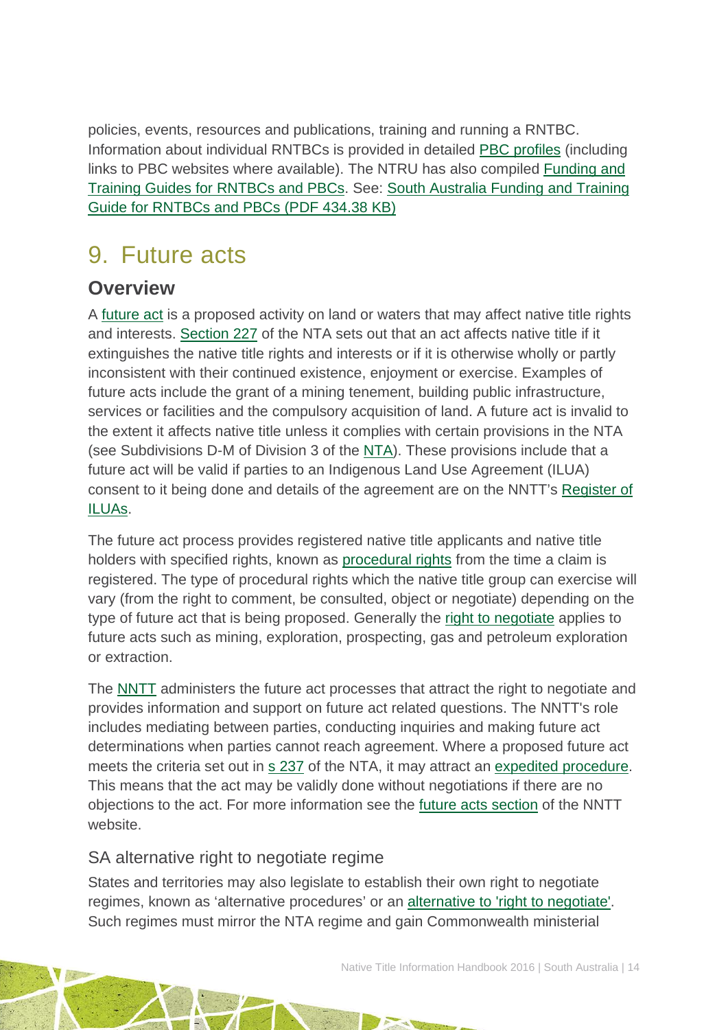policies, events, resources and publications, training and running a RNTBC. Information about individual RNTBCs is provided in detailed PBC profiles (including links to PBC websites where available). The NTRU has also compiled Funding and Training Guides for RNTBCs and PBCs. See: South Australia Funding and Training Guide for RNTBCs and PBCs (PDF 434.38 KB)

# 9. Future acts

## Overview

A future act is a proposed activity on land or waters that may affect native title rights and interests. Section 227 of the NTA sets out that an act affects native title if it extinguishes the native title rights and interests or if it is otherwise wholly or partly inconsistent with their continued existence, enjoyment or exercise. Examples of future acts include the grant of a mining tenement, building public infrastructure, services or facilities and the compulsory acquisition of land. A future act is invalid to the extent it affects native title unless it complies with certain provisions in the NTA (see Subdivisions D-M of Division 3 of the NTA). These provisions include that a future act will be valid if parties to an Indigenous Land Use Agreement (ILUA) consent to it being done and details of the agreement are on the NNTT's Register of ILUAs.

The future act process provides registered native title applicants and native title holders with specified rights, known as procedural rights from the time a claim is registered. The type of procedural rights which the native title group can exercise will vary (from the right to comment, be consulted, object or negotiate) depending on the type of future act that is being proposed. Generally the right to negotiate applies to future acts such as mining, exploration, prospecting, gas and petroleum exploration or extraction.

The NNTT administers the future act processes that attract the right to negotiate and provides information and support on future act related questions. The NNTT's role includes mediating between parties, conducting inquiries and making future act determinations when parties cannot reach agreement. Where a proposed future act meets the criteria set out in s 237 of the NTA, it may attract an expedited procedure. This means that the act may be validly done without negotiations if there are no objections to the act. For more information see the future acts section of the NNTT website.

### SA alternative right to negotiate regime

States and territories may also legislate to establish their own right to negotiate regimes, known as 'alternative procedures' or an alternative to 'right to negotiate'. Such regimes must mirror the NTA regime and gain Commonwealth ministerial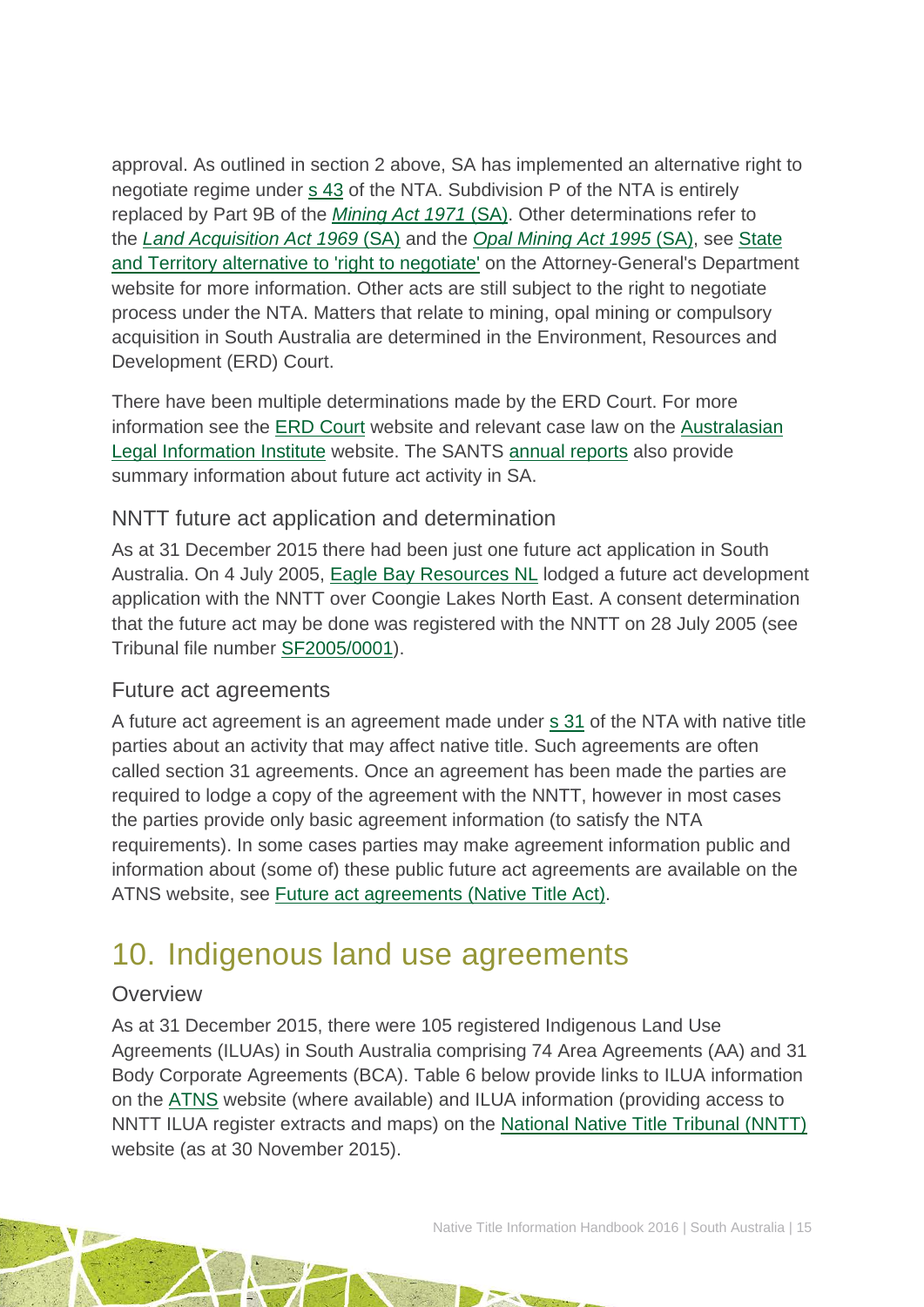approval. As outlined in section 2 above, SA has implemented an alternative right to negotiate regime under s 43 of the NTA. Subdivision P of the NTA is entirely replaced by Part 9B of the *Mining Act 1971* (SA). Other determinations refer to the *Land Acquisition Act 1969* (SA) and the *Opal Mining Act 1995* (SA), see State and Territory alternative to 'right to negotiate' on the Attorney-General's Department website for more information. Other acts are still subject to the right to negotiate process under the NTA. Matters that relate to mining, opal mining or compulsory acquisition in South Australia are determined in the Environment, Resources and Development (ERD) Court.

There have been multiple determinations made by the ERD Court. For more information see the ERD Court website and relevant case law on the Australasian Legal Information Institute website. The SANTS annual reports also provide summary information about future act activity in SA.

### NNTT future act application and determination

As at 31 December 2015 there had been just one future act application in South Australia. On 4 July 2005, Eagle Bay Resources NL lodged a future act development application with the NNTT over Coongie Lakes North East. A consent determination that the future act may be done was registered with the NNTT on 28 July 2005 (see Tribunal file number SF2005/0001).

### Future act agreements

A future act agreement is an agreement made under s 31 of the NTA with native title parties about an activity that may affect native title. Such agreements are often called section 31 agreements. Once an agreement has been made the parties are required to lodge a copy of the agreement with the NNTT, however in most cases the parties provide only basic agreement information (to satisfy the NTA requirements). In some cases parties may make agreement information public and information about (some of) these public future act agreements are available on the ATNS website, see Future act agreements (Native Title Act).

## 10. Indigenous land use agreements

### Overview

As at 31 December 2015, there were 105 registered Indigenous Land Use Agreements (ILUAs) in South Australia comprising 74 Area Agreements (AA) and 31 Body Corporate Agreements (BCA). Table 6 below provide links to ILUA information on the ATNS website (where available) and ILUA information (providing access to NNTT ILUA register extracts and maps) on the National Native Title Tribunal (NNTT) website (as at 30 November 2015).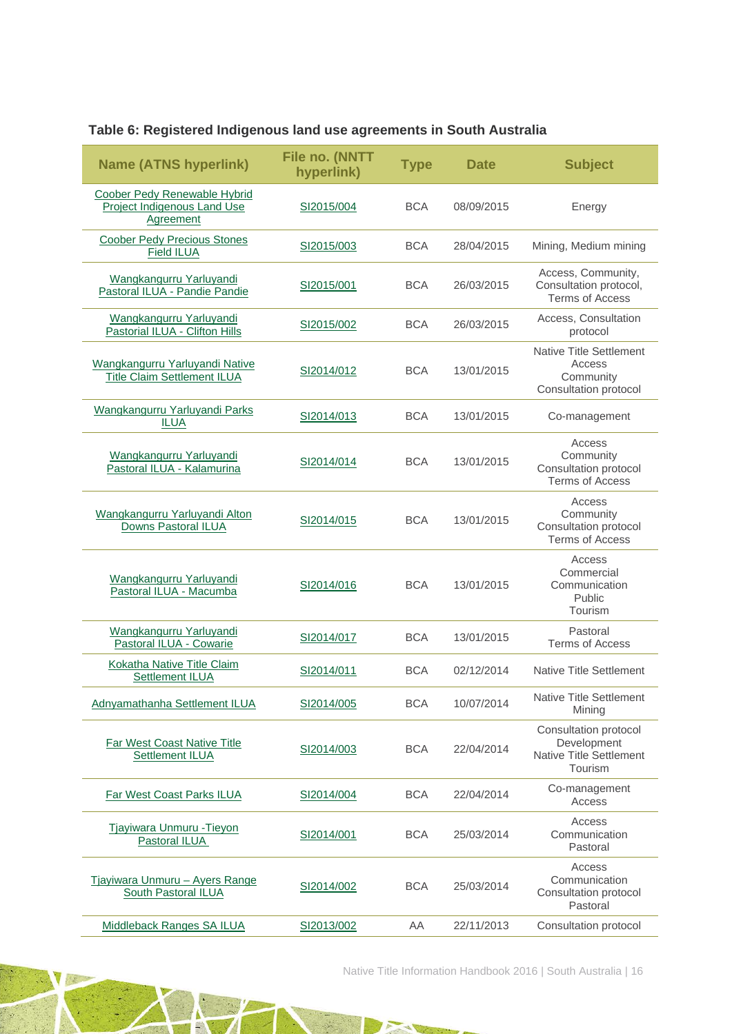**Table 6: Registered Indigenous land use agreements in South Australia**

| Name (ATNS hyperlink) | File no. (NNTT hyperlink) | Type | Date | Subject |
|---|---|---|---|---|
| Coober Pedy Renewable Hybrid Project Indigenous Land Use Agreement | SI2015/004 | BCA | 08/09/2015 | Energy |
| Coober Pedy Precious Stones Field ILUA | SI2015/003 | BCA | 28/04/2015 | Mining, Medium mining |
| Wangkangurru Yarluyandi Pastoral ILUA - Pandie Pandie | SI2015/001 | BCA | 26/03/2015 | Access, Community, Consultation protocol, Terms of Access |
| Wangkangurru Yarluyandi Pastorial ILUA - Clifton Hills | SI2015/002 | BCA | 26/03/2015 | Access, Consultation protocol |
| Wangkangurru Yarluyandi Native Title Claim Settlement ILUA | SI2014/012 | BCA | 13/01/2015 | Native Title Settlement Access Community Consultation protocol |
| Wangkangurru Yarluyandi Parks ILUA | SI2014/013 | BCA | 13/01/2015 | Co-management |
| Wangkangurru Yarluyandi Pastoral ILUA - Kalamurina | SI2014/014 | BCA | 13/01/2015 | Access Community Consultation protocol Terms of Access |
| Wangkangurru Yarluyandi Alton Downs Pastoral ILUA | SI2014/015 | BCA | 13/01/2015 | Access Community Consultation protocol Terms of Access |
| Wangkangurru Yarluyandi Pastoral ILUA - Macumba | SI2014/016 | BCA | 13/01/2015 | Access Commercial Communication Public Tourism |
| Wangkangurru Yarluyandi Pastoral ILUA - Cowarie | SI2014/017 | BCA | 13/01/2015 | Pastoral Terms of Access |
| Kokatha Native Title Claim Settlement ILUA | SI2014/011 | BCA | 02/12/2014 | Native Title Settlement |
| Adnyamathanha Settlement ILUA | SI2014/005 | BCA | 10/07/2014 | Native Title Settlement Mining |
| Far West Coast Native Title Settlement ILUA | SI2014/003 | BCA | 22/04/2014 | Consultation protocol Development Native Title Settlement Tourism |
| Far West Coast Parks ILUA | SI2014/004 | BCA | 22/04/2014 | Co-management Access |
| Tjayiwara Unmuru -Tieyon Pastoral ILUA | SI2014/001 | BCA | 25/03/2014 | Access Communication Pastoral |
| Tjayiwara Unmuru – Ayers Range South Pastoral ILUA | SI2014/002 | BCA | 25/03/2014 | Access Communication Consultation protocol Pastoral |
| Middleback Ranges SA ILUA | SI2013/002 | AA | 22/11/2013 | Consultation protocol |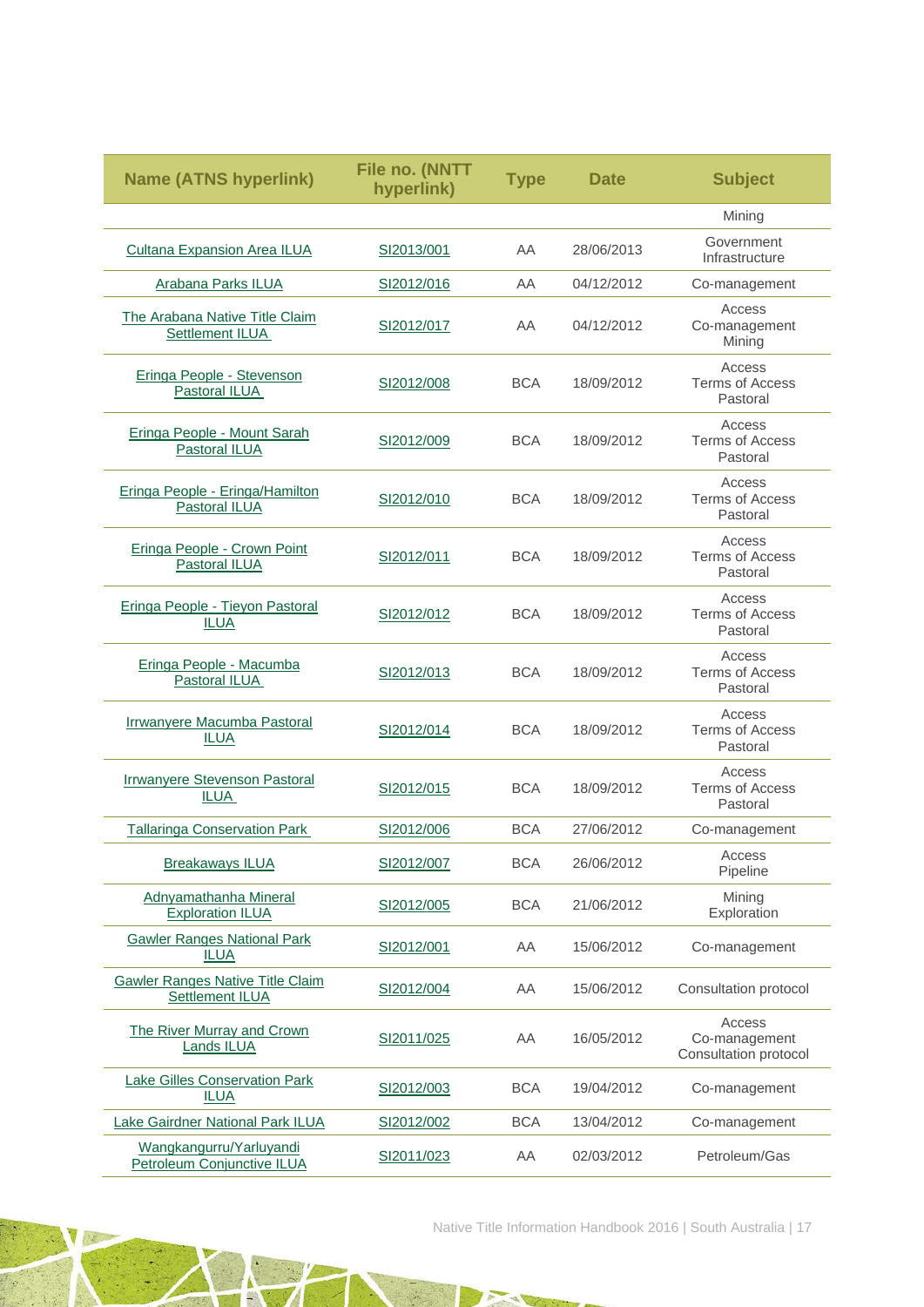| Name (ATNS hyperlink) | File no. (NNTT hyperlink) | Type | Date | Subject |
|---|---|---|---|---|
| | | | | Mining |
| Cultana Expansion Area ILUA | SI2013/001 | AA | 28/06/2013 | Government Infrastructure |
| Arabana Parks ILUA | SI2012/016 | AA | 04/12/2012 | Co-management |
| The Arabana Native Title Claim Settlement ILUA | SI2012/017 | AA | 04/12/2012 | Access Co-management Mining |
| Eringa People - Stevenson Pastoral ILUA | SI2012/008 | BCA | 18/09/2012 | Access Terms of Access Pastoral |
| Eringa People - Mount Sarah Pastoral ILUA | SI2012/009 | BCA | 18/09/2012 | Access Terms of Access Pastoral |
| Eringa People - Eringa/Hamilton Pastoral ILUA | SI2012/010 | BCA | 18/09/2012 | Access Terms of Access Pastoral |
| Eringa People - Crown Point Pastoral ILUA | SI2012/011 | BCA | 18/09/2012 | Access Terms of Access Pastoral |
| Eringa People - Tieyon Pastoral ILUA | SI2012/012 | BCA | 18/09/2012 | Access Terms of Access Pastoral |
| Eringa People - Macumba Pastoral ILUA | SI2012/013 | BCA | 18/09/2012 | Access Terms of Access Pastoral |
| Irrwanyere Macumba Pastoral ILUA | SI2012/014 | BCA | 18/09/2012 | Access Terms of Access Pastoral |
| Irrwanyere Stevenson Pastoral ILUA | SI2012/015 | BCA | 18/09/2012 | Access Terms of Access Pastoral |
| Tallaringa Conservation Park | SI2012/006 | BCA | 27/06/2012 | Co-management |
| Breakaways ILUA | SI2012/007 | BCA | 26/06/2012 | Access Pipeline |
| Adnyamathanha Mineral Exploration ILUA | SI2012/005 | BCA | 21/06/2012 | Mining Exploration |
| Gawler Ranges National Park ILUA | SI2012/001 | AA | 15/06/2012 | Co-management |
| Gawler Ranges Native Title Claim Settlement ILUA | SI2012/004 | AA | 15/06/2012 | Consultation protocol |
| The River Murray and Crown Lands ILUA | SI2011/025 | AA | 16/05/2012 | Access Co-management Consultation protocol |
| Lake Gilles Conservation Park ILUA | SI2012/003 | BCA | 19/04/2012 | Co-management |
| Lake Gairdner National Park ILUA | SI2012/002 | BCA | 13/04/2012 | Co-management |
| Wangkangurru/Yarluyandi Petroleum Conjunctive ILUA | SI2011/023 | AA | 02/03/2012 | Petroleum/Gas |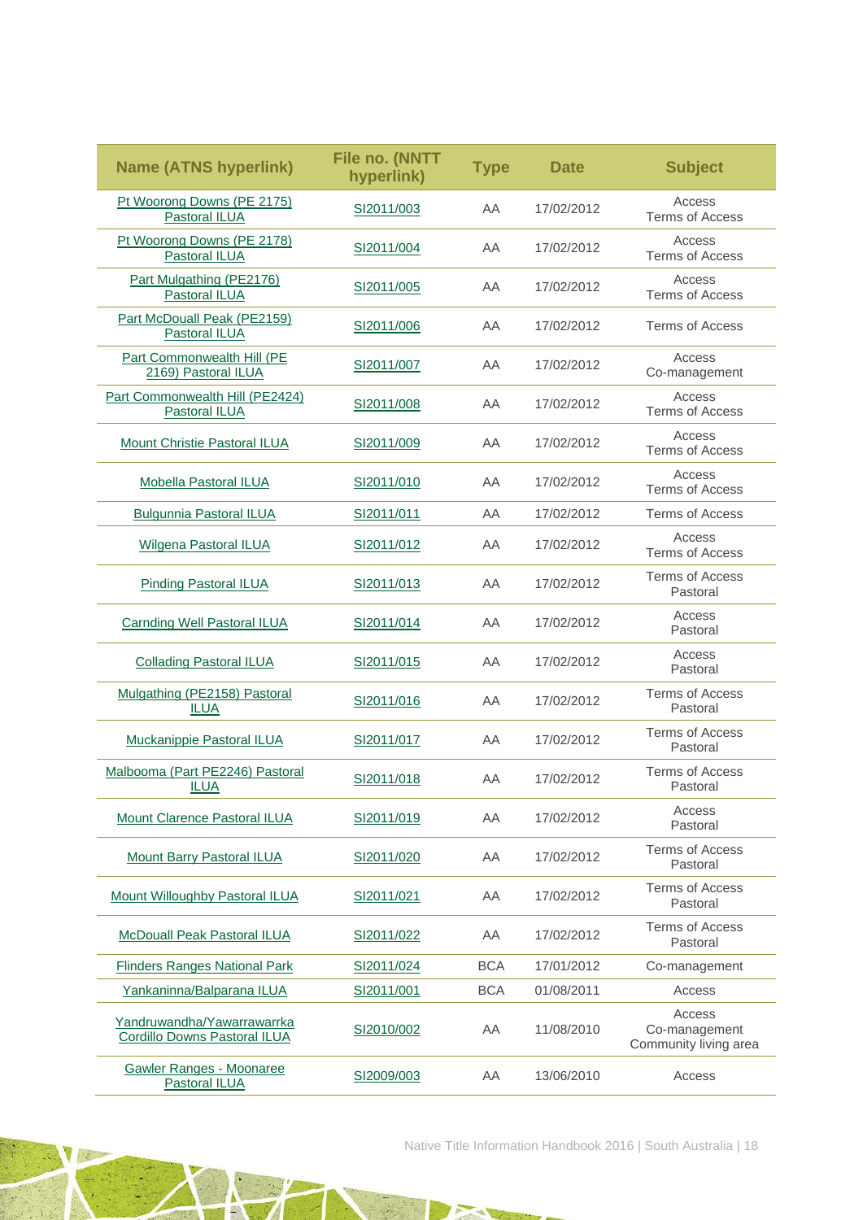| Name (ATNS hyperlink) | File no. (NNTT hyperlink) | Type | Date | Subject |
|---|---|---|---|---|
| Pt Woorong Downs (PE 2175) Pastoral ILUA | SI2011/003 | AA | 17/02/2012 | Access<br>Terms of Access |
| Pt Woorong Downs (PE 2178) Pastoral ILUA | SI2011/004 | AA | 17/02/2012 | Access<br>Terms of Access |
| Part Mulgathing (PE2176) Pastoral ILUA | SI2011/005 | AA | 17/02/2012 | Access<br>Terms of Access |
| Part McDouall Peak (PE2159) Pastoral ILUA | SI2011/006 | AA | 17/02/2012 | Terms of Access |
| Part Commonwealth Hill (PE 2169) Pastoral ILUA | SI2011/007 | AA | 17/02/2012 | Access<br>Co-management |
| Part Commonwealth Hill (PE2424) Pastoral ILUA | SI2011/008 | AA | 17/02/2012 | Access<br>Terms of Access |
| Mount Christie Pastoral ILUA | SI2011/009 | AA | 17/02/2012 | Access<br>Terms of Access |
| Mobella Pastoral ILUA | SI2011/010 | AA | 17/02/2012 | Access<br>Terms of Access |
| Bulgunnia Pastoral ILUA | SI2011/011 | AA | 17/02/2012 | Terms of Access |
| Wilgena Pastoral ILUA | SI2011/012 | AA | 17/02/2012 | Access<br>Terms of Access |
| Pinding Pastoral ILUA | SI2011/013 | AA | 17/02/2012 | Terms of Access<br>Pastoral |
| Carnding Well Pastoral ILUA | SI2011/014 | AA | 17/02/2012 | Access<br>Pastoral |
| Collading Pastoral ILUA | SI2011/015 | AA | 17/02/2012 | Access<br>Pastoral |
| Mulgathing (PE2158) Pastoral ILUA | SI2011/016 | AA | 17/02/2012 | Terms of Access<br>Pastoral |
| Muckanippie Pastoral ILUA | SI2011/017 | AA | 17/02/2012 | Terms of Access<br>Pastoral |
| Malbooma (Part PE2246) Pastoral ILUA | SI2011/018 | AA | 17/02/2012 | Terms of Access<br>Pastoral |
| Mount Clarence Pastoral ILUA | SI2011/019 | AA | 17/02/2012 | Access<br>Pastoral |
| Mount Barry Pastoral ILUA | SI2011/020 | AA | 17/02/2012 | Terms of Access<br>Pastoral |
| Mount Willoughby Pastoral ILUA | SI2011/021 | AA | 17/02/2012 | Terms of Access<br>Pastoral |
| McDouall Peak Pastoral ILUA | SI2011/022 | AA | 17/02/2012 | Terms of Access<br>Pastoral |
| Flinders Ranges National Park | SI2011/024 | BCA | 17/01/2012 | Co-management |
| Yankaninna/Balparana ILUA | SI2011/001 | BCA | 01/08/2011 | Access |
| Yandruwandha/Yawarrawarrka Cordillo Downs Pastoral ILUA | SI2010/002 | AA | 11/08/2010 | Access<br>Co-management<br>Community living area |
| Gawler Ranges - Moonaree Pastoral ILUA | SI2009/003 | AA | 13/06/2010 | Access |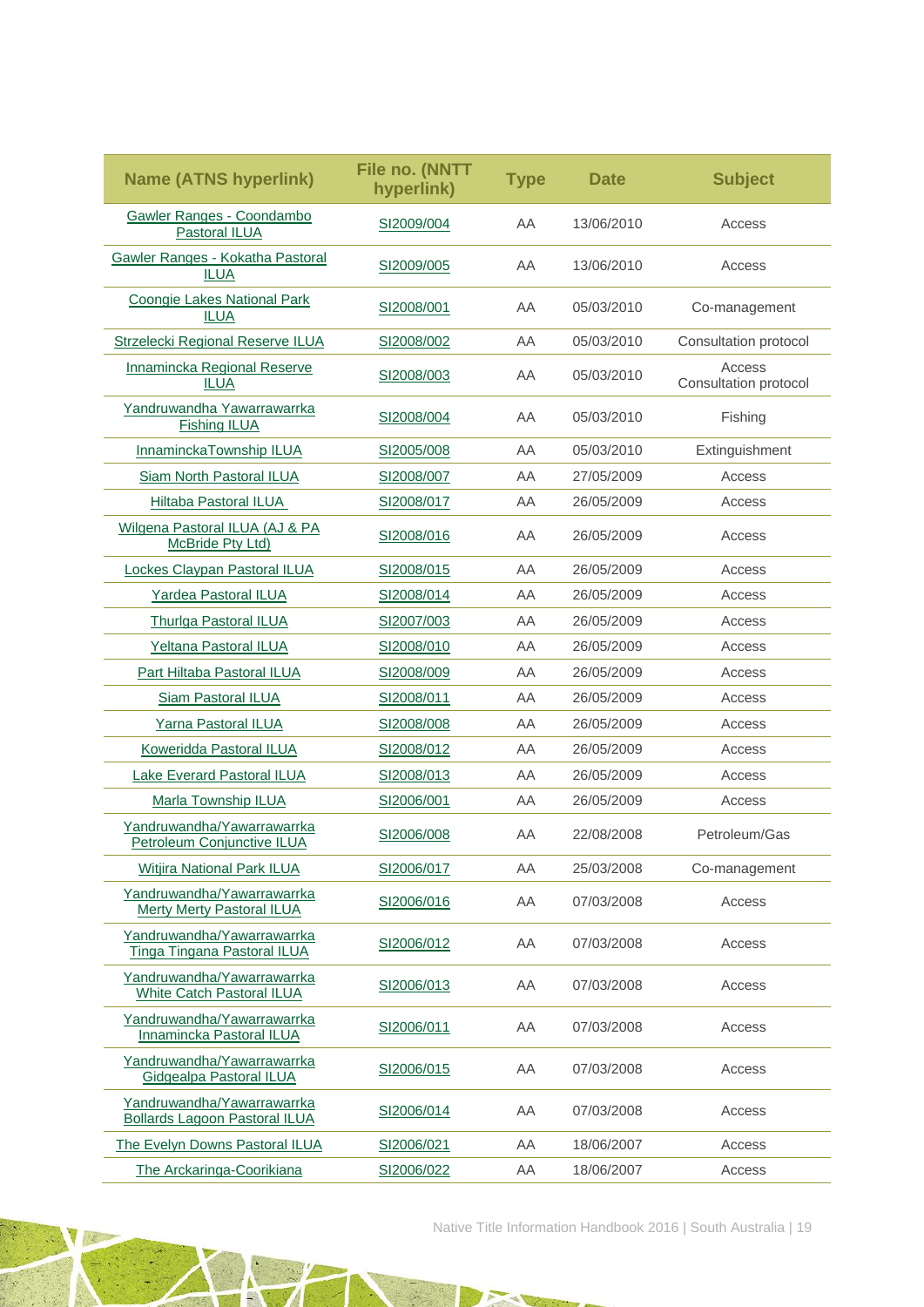| Name (ATNS hyperlink) | File no. (NNTT hyperlink) | Type | Date | Subject |
|---|---|---|---|---|
| Gawler Ranges - Coondambo Pastoral ILUA | SI2009/004 | AA | 13/06/2010 | Access |
| Gawler Ranges - Kokatha Pastoral ILUA | SI2009/005 | AA | 13/06/2010 | Access |
| Coongie Lakes National Park ILUA | SI2008/001 | AA | 05/03/2010 | Co-management |
| Strzelecki Regional Reserve ILUA | SI2008/002 | AA | 05/03/2010 | Consultation protocol |
| Innamincka Regional Reserve ILUA | SI2008/003 | AA | 05/03/2010 | Access Consultation protocol |
| Yandruwandha Yawarrawarrka Fishing ILUA | SI2008/004 | AA | 05/03/2010 | Fishing |
| InnaminckaTownship ILUA | SI2005/008 | AA | 05/03/2010 | Extinguishment |
| Siam North Pastoral ILUA | SI2008/007 | AA | 27/05/2009 | Access |
| Hiltaba Pastoral ILUA | SI2008/017 | AA | 26/05/2009 | Access |
| Wilgena Pastoral ILUA (AJ & PA McBride Pty Ltd) | SI2008/016 | AA | 26/05/2009 | Access |
| Lockes Claypan Pastoral ILUA | SI2008/015 | AA | 26/05/2009 | Access |
| Yardea Pastoral ILUA | SI2008/014 | AA | 26/05/2009 | Access |
| Thurlga Pastoral ILUA | SI2007/003 | AA | 26/05/2009 | Access |
| Yeltana Pastoral ILUA | SI2008/010 | AA | 26/05/2009 | Access |
| Part Hiltaba Pastoral ILUA | SI2008/009 | AA | 26/05/2009 | Access |
| Siam Pastoral ILUA | SI2008/011 | AA | 26/05/2009 | Access |
| Yarna Pastoral ILUA | SI2008/008 | AA | 26/05/2009 | Access |
| Koweridda Pastoral ILUA | SI2008/012 | AA | 26/05/2009 | Access |
| Lake Everard Pastoral ILUA | SI2008/013 | AA | 26/05/2009 | Access |
| Marla Township ILUA | SI2006/001 | AA | 26/05/2009 | Access |
| Yandruwandha/Yawarrawarrka Petroleum Conjunctive ILUA | SI2006/008 | AA | 22/08/2008 | Petroleum/Gas |
| Witjira National Park ILUA | SI2006/017 | AA | 25/03/2008 | Co-management |
| Yandruwandha/Yawarrawarrka Merty Merty Pastoral ILUA | SI2006/016 | AA | 07/03/2008 | Access |
| Yandruwandha/Yawarrawarrka Tinga Tingana Pastoral ILUA | SI2006/012 | AA | 07/03/2008 | Access |
| Yandruwandha/Yawarrawarrka White Catch Pastoral ILUA | SI2006/013 | AA | 07/03/2008 | Access |
| Yandruwandha/Yawarrawarrka Innamincka Pastoral ILUA | SI2006/011 | AA | 07/03/2008 | Access |
| Yandruwandha/Yawarrawarrka Gidgealpa Pastoral ILUA | SI2006/015 | AA | 07/03/2008 | Access |
| Yandruwandha/Yawarrawarrka Bollards Lagoon Pastoral ILUA | SI2006/014 | AA | 07/03/2008 | Access |
| The Evelyn Downs Pastoral ILUA | SI2006/021 | AA | 18/06/2007 | Access |
| The Arckaringa-Coorikiana | SI2006/022 | AA | 18/06/2007 | Access |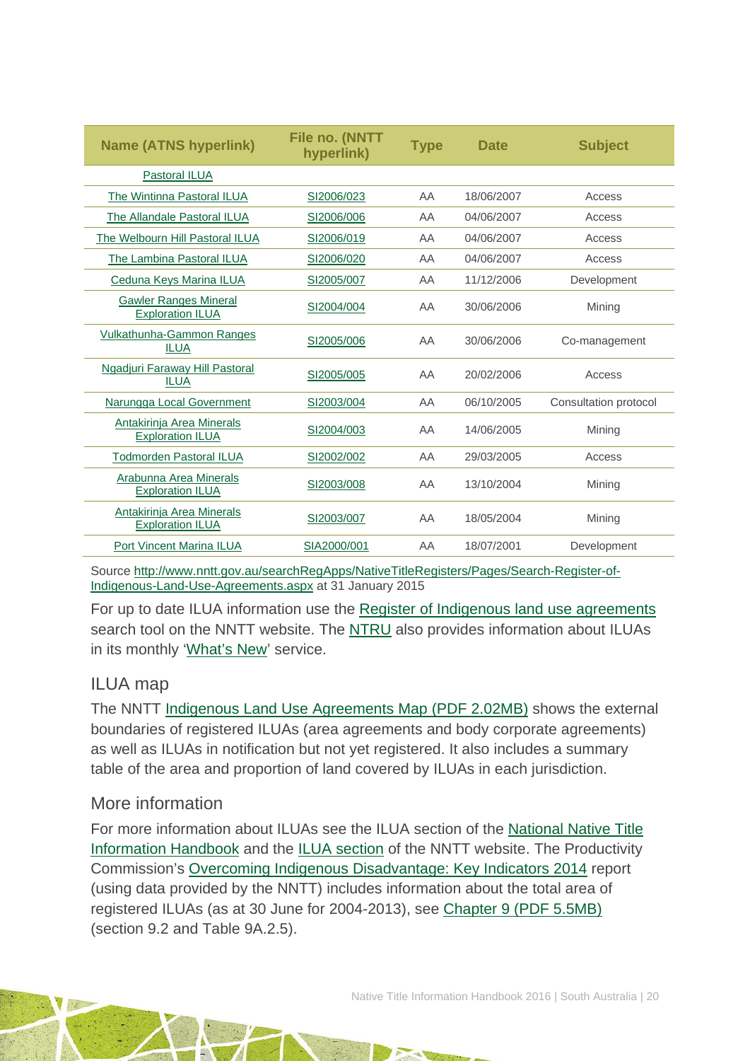| Name (ATNS hyperlink) | File no. (NNTT hyperlink) | Type | Date | Subject |
|---|---|---|---|---|
| Pastoral ILUA | | | | |
| The Wintinna Pastoral ILUA | SI2006/023 | AA | 18/06/2007 | Access |
| The Allandale Pastoral ILUA | SI2006/006 | AA | 04/06/2007 | Access |
| The Welbourn Hill Pastoral ILUA | SI2006/019 | AA | 04/06/2007 | Access |
| The Lambina Pastoral ILUA | SI2006/020 | AA | 04/06/2007 | Access |
| Ceduna Keys Marina ILUA | SI2005/007 | AA | 11/12/2006 | Development |
| Gawler Ranges Mineral Exploration ILUA | SI2004/004 | AA | 30/06/2006 | Mining |
| Vulkathunha-Gammon Ranges ILUA | SI2005/006 | AA | 30/06/2006 | Co-management |
| Ngadjuri Faraway Hill Pastoral ILUA | SI2005/005 | AA | 20/02/2006 | Access |
| Narungga Local Government | SI2003/004 | AA | 06/10/2005 | Consultation protocol |
| Antakirinja Area Minerals Exploration ILUA | SI2004/003 | AA | 14/06/2005 | Mining |
| Todmorden Pastoral ILUA | SI2002/002 | AA | 29/03/2005 | Access |
| Arabunna Area Minerals Exploration ILUA | SI2003/008 | AA | 13/10/2004 | Mining |
| Antakirinja Area Minerals Exploration ILUA | SI2003/007 | AA | 18/05/2004 | Mining |
| Port Vincent Marina ILUA | SIA2000/001 | AA | 18/07/2001 | Development |

Source http://www.nntt.gov.au/searchRegApps/NativeTitleRegisters/Pages/Search-Register-of-Indigenous-Land-Use-Agreements.aspx at 31 January 2015

For up to date ILUA information use the Register of Indigenous land use agreements search tool on the NNTT website. The NTRU also provides information about ILUAs in its monthly 'What's New' service.

## ILUA map

The NNTT Indigenous Land Use Agreements Map (PDF 2.02MB) shows the external boundaries of registered ILUAs (area agreements and body corporate agreements) as well as ILUAs in notification but not yet registered. It also includes a summary table of the area and proportion of land covered by ILUAs in each jurisdiction.

## More information

For more information about ILUAs see the ILUA section of the National Native Title Information Handbook and the ILUA section of the NNTT website. The Productivity Commission's Overcoming Indigenous Disadvantage: Key Indicators 2014 report (using data provided by the NNTT) includes information about the total area of registered ILUAs (as at 30 June for 2004-2013), see Chapter 9 (PDF 5.5MB) (section 9.2 and Table 9A.2.5).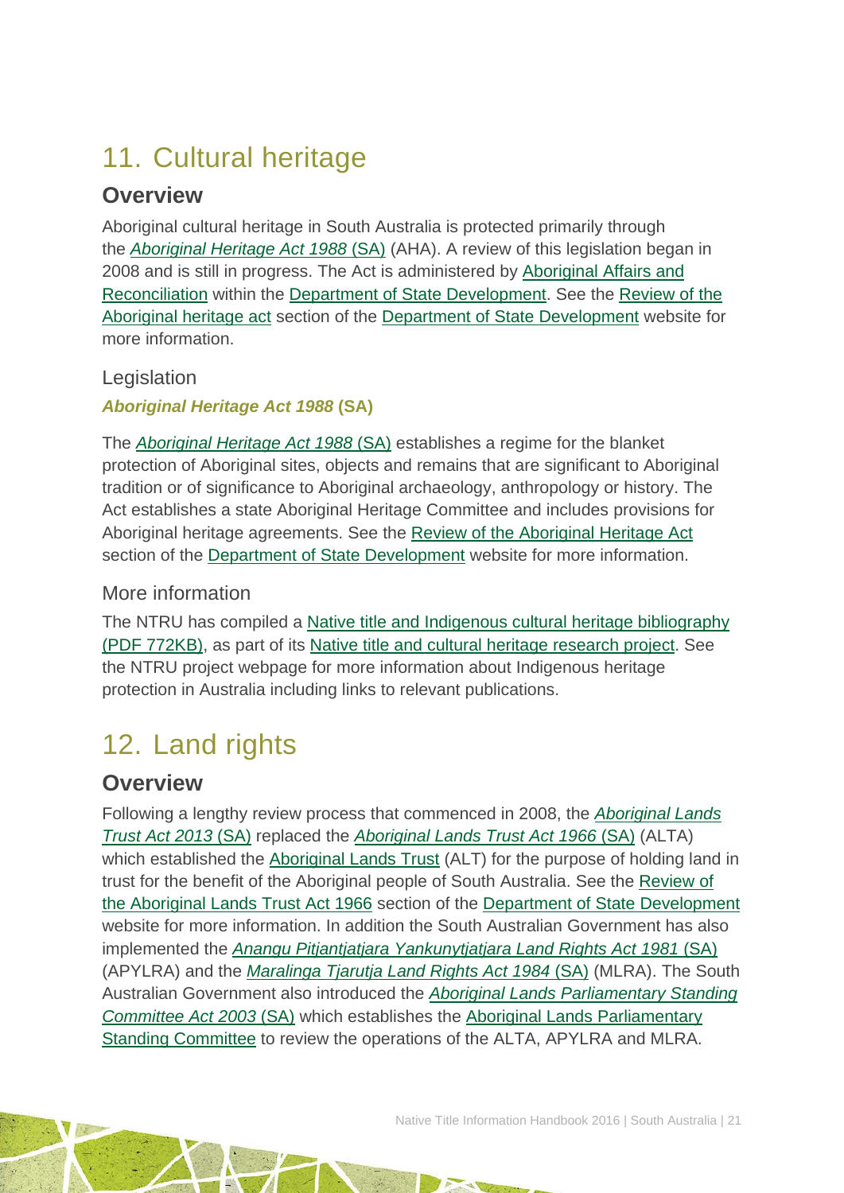# 11. Cultural heritage

## Overview

Aboriginal cultural heritage in South Australia is protected primarily through the *Aboriginal Heritage Act 1988* (SA) (AHA). A review of this legislation began in 2008 and is still in progress. The Act is administered by Aboriginal Affairs and Reconciliation within the Department of State Development. See the Review of the Aboriginal heritage act section of the Department of State Development website for more information.

### Legislation

#### *Aboriginal Heritage Act 1988* (SA)

The *Aboriginal Heritage Act 1988* (SA) establishes a regime for the blanket protection of Aboriginal sites, objects and remains that are significant to Aboriginal tradition or of significance to Aboriginal archaeology, anthropology or history. The Act establishes a state Aboriginal Heritage Committee and includes provisions for Aboriginal heritage agreements. See the Review of the Aboriginal Heritage Act section of the Department of State Development website for more information.

### More information

The NTRU has compiled a Native title and Indigenous cultural heritage bibliography (PDF 772KB), as part of its Native title and cultural heritage research project. See the NTRU project webpage for more information about Indigenous heritage protection in Australia including links to relevant publications.

# 12. Land rights

## Overview

Following a lengthy review process that commenced in 2008, the *Aboriginal Lands Trust Act 2013* (SA) replaced the *Aboriginal Lands Trust Act 1966* (SA) (ALTA) which established the Aboriginal Lands Trust (ALT) for the purpose of holding land in trust for the benefit of the Aboriginal people of South Australia. See the Review of the Aboriginal Lands Trust Act 1966 section of the Department of State Development website for more information. In addition the South Australian Government has also implemented the *Anangu Pitjantjatjara Yankunytjatjara Land Rights Act 1981* (SA) (APYLRA) and the *Maralinga Tjarutja Land Rights Act 1984* (SA) (MLRA). The South Australian Government also introduced the *Aboriginal Lands Parliamentary Standing Committee Act 2003* (SA) which establishes the Aboriginal Lands Parliamentary Standing Committee to review the operations of the ALTA, APYLRA and MLRA.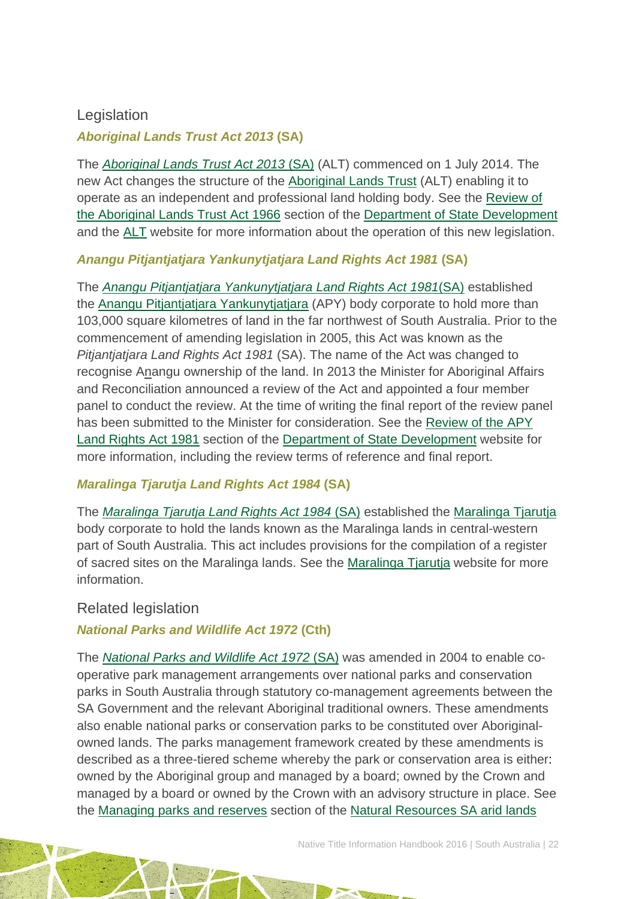## Legislation

### *Aboriginal Lands Trust Act 2013* (SA)

The *Aboriginal Lands Trust Act 2013* (SA) (ALT) commenced on 1 July 2014. The new Act changes the structure of the Aboriginal Lands Trust (ALT) enabling it to operate as an independent and professional land holding body. See the Review of the Aboriginal Lands Trust Act 1966 section of the Department of State Development and the ALT website for more information about the operation of this new legislation.

### *Anangu Pitjantjatjara Yankunytjatjara Land Rights Act 1981* (SA)

The *Anangu Pitjantjatjara Yankunytjatjara Land Rights Act 1981*(SA) established the Anangu Pitjantjatjara Yankunytjatjara (APY) body corporate to hold more than 103,000 square kilometres of land in the far northwest of South Australia. Prior to the commencement of amending legislation in 2005, this Act was known as the *Pitjantjatjara Land Rights Act 1981* (SA). The name of the Act was changed to recognise Anangu ownership of the land. In 2013 the Minister for Aboriginal Affairs and Reconciliation announced a review of the Act and appointed a four member panel to conduct the review. At the time of writing the final report of the review panel has been submitted to the Minister for consideration. See the Review of the APY Land Rights Act 1981 section of the Department of State Development website for more information, including the review terms of reference and final report.

### *Maralinga Tjarutja Land Rights Act 1984* (SA)

The *Maralinga Tjarutja Land Rights Act 1984* (SA) established the Maralinga Tjarutja body corporate to hold the lands known as the Maralinga lands in central-western part of South Australia. This act includes provisions for the compilation of a register of sacred sites on the Maralinga lands. See the Maralinga Tjarutja website for more information.

## Related legislation

### *National Parks and Wildlife Act 1972* (Cth)

The *National Parks and Wildlife Act 1972* (SA) was amended in 2004 to enable co-operative park management arrangements over national parks and conservation parks in South Australia through statutory co-management agreements between the SA Government and the relevant Aboriginal traditional owners. These amendments also enable national parks or conservation parks to be constituted over Aboriginal-owned lands. The parks management framework created by these amendments is described as a three-tiered scheme whereby the park or conservation area is either: owned by the Aboriginal group and managed by a board; owned by the Crown and managed by a board or owned by the Crown with an advisory structure in place. See the Managing parks and reserves section of the Natural Resources SA arid lands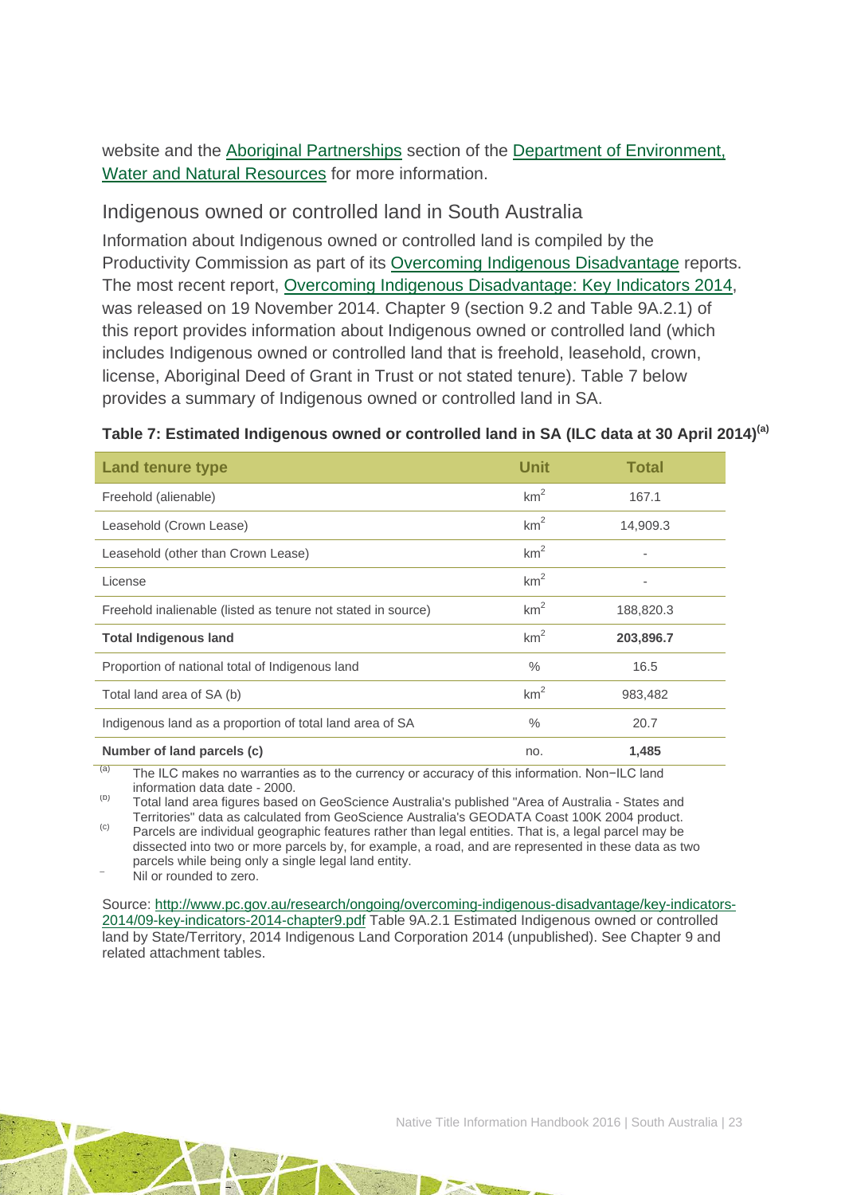website and the Aboriginal Partnerships section of the Department of Environment, Water and Natural Resources for more information.

## Indigenous owned or controlled land in South Australia

Information about Indigenous owned or controlled land is compiled by the Productivity Commission as part of its Overcoming Indigenous Disadvantage reports. The most recent report, Overcoming Indigenous Disadvantage: Key Indicators 2014, was released on 19 November 2014. Chapter 9 (section 9.2 and Table 9A.2.1) of this report provides information about Indigenous owned or controlled land (which includes Indigenous owned or controlled land that is freehold, leasehold, crown, license, Aboriginal Deed of Grant in Trust or not stated tenure). Table 7 below provides a summary of Indigenous owned or controlled land in SA.

**Table 7: Estimated Indigenous owned or controlled land in SA (ILC data at 30 April 2014)[(a)]**

| Land tenure type | Unit | Total |
|---|---|---|
| Freehold (alienable) | $km^2$ | 167.1 |
| Leasehold (Crown Lease) | $km^2$ | 14,909.3 |
| Leasehold (other than Crown Lease) | $km^2$ | - |
| License | $km^2$ | - |
| Freehold inalienable (listed as tenure not stated in source) | $km^2$ | 188,820.3 |
| **Total Indigenous land** | $km^2$ | **203,896.7** |
| Proportion of national total of Indigenous land | % | 16.5 |
| Total land area of SA (b) | $km^2$ | 983,482 |
| Indigenous land as a proportion of total land area of SA | % | 20.7 |
| **Number of land parcels (c)** | no. | **1,485** |

(a) The ILC makes no warranties as to the currency or accuracy of this information. Non−ILC land information data date - 2000.

(b) Total land area figures based on GeoScience Australia's published "Area of Australia - States and Territories" data as calculated from GeoScience Australia's GEODATA Coast 100K 2004 product.

(c) Parcels are individual geographic features rather than legal entities. That is, a legal parcel may be dissected into two or more parcels by, for example, a road, and are represented in these data as two parcels while being only a single legal land entity.

– Nil or rounded to zero.

Source: http://www.pc.gov.au/research/ongoing/overcoming-indigenous-disadvantage/key-indicators-2014/09-key-indicators-2014-chapter9.pdf Table 9A.2.1 Estimated Indigenous owned or controlled land by State/Territory, 2014 Indigenous Land Corporation 2014 (unpublished). See Chapter 9 and related attachment tables.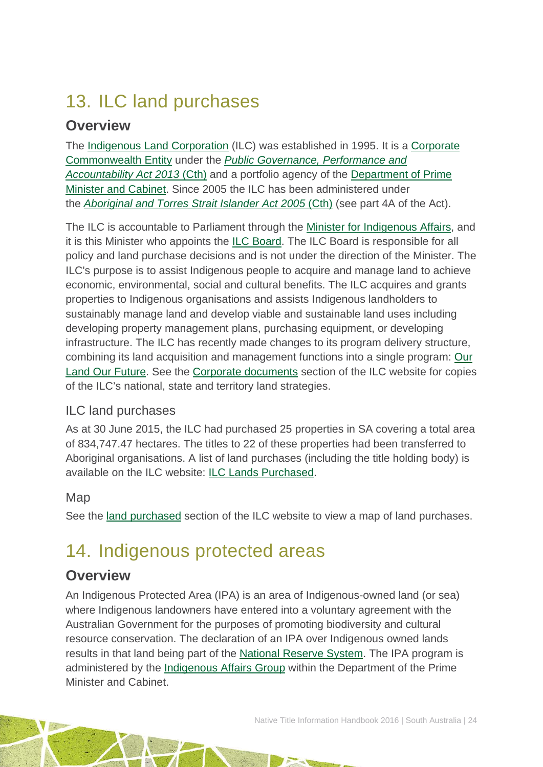# 13. ILC land purchases

## Overview

The Indigenous Land Corporation (ILC) was established in 1995. It is a Corporate Commonwealth Entity under the *Public Governance, Performance and Accountability Act 2013* (Cth) and a portfolio agency of the Department of Prime Minister and Cabinet. Since 2005 the ILC has been administered under the *Aboriginal and Torres Strait Islander Act 2005* (Cth) (see part 4A of the Act).

The ILC is accountable to Parliament through the Minister for Indigenous Affairs, and it is this Minister who appoints the ILC Board. The ILC Board is responsible for all policy and land purchase decisions and is not under the direction of the Minister. The ILC's purpose is to assist Indigenous people to acquire and manage land to achieve economic, environmental, social and cultural benefits. The ILC acquires and grants properties to Indigenous organisations and assists Indigenous landholders to sustainably manage land and develop viable and sustainable land uses including developing property management plans, purchasing equipment, or developing infrastructure. The ILC has recently made changes to its program delivery structure, combining its land acquisition and management functions into a single program: Our Land Our Future. See the Corporate documents section of the ILC website for copies of the ILC's national, state and territory land strategies.

### ILC land purchases

As at 30 June 2015, the ILC had purchased 25 properties in SA covering a total area of 834,747.47 hectares. The titles to 22 of these properties had been transferred to Aboriginal organisations. A list of land purchases (including the title holding body) is available on the ILC website: ILC Lands Purchased.

### Map

See the land purchased section of the ILC website to view a map of land purchases.

# 14. Indigenous protected areas

## Overview

An Indigenous Protected Area (IPA) is an area of Indigenous-owned land (or sea) where Indigenous landowners have entered into a voluntary agreement with the Australian Government for the purposes of promoting biodiversity and cultural resource conservation. The declaration of an IPA over Indigenous owned lands results in that land being part of the National Reserve System. The IPA program is administered by the Indigenous Affairs Group within the Department of the Prime Minister and Cabinet.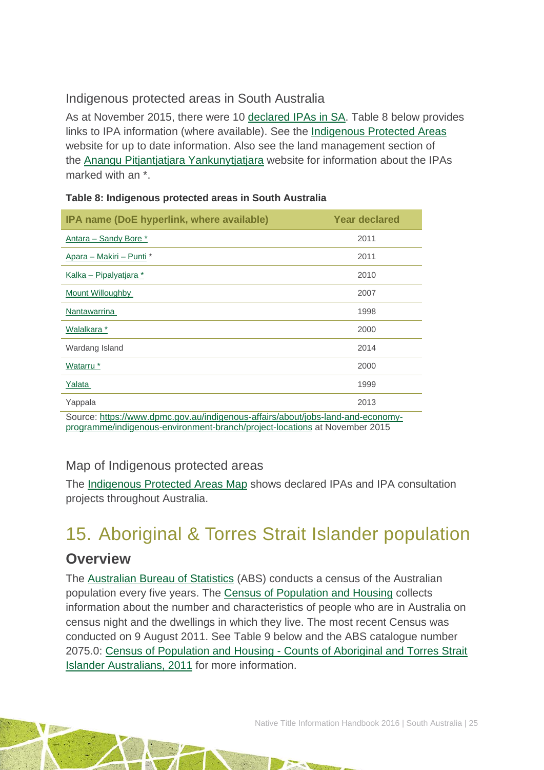### Indigenous protected areas in South Australia

As at November 2015, there were 10 declared IPAs in SA. Table 8 below provides links to IPA information (where available). See the Indigenous Protected Areas website for up to date information. Also see the land management section of the Anangu Pitjantjatjara Yankunytjatjara website for information about the IPAs marked with an *.

**Table 8: Indigenous protected areas in South Australia**

| IPA name (DoE hyperlink, where available) | Year declared |
|---|---|
| Antara – Sandy Bore * | 2011 |
| Apara – Makiri – Punti * | 2011 |
| Kalka – Pipalyatjara * | 2010 |
| Mount Willoughby | 2007 |
| Nantawarrina | 1998 |
| Walalkara * | 2000 |
| Wardang Island | 2014 |
| Watarru * | 2000 |
| Yalata | 1999 |
| Yappala | 2013 |

Source: https://www.dpmc.gov.au/indigenous-affairs/about/jobs-land-and-economy-programme/indigenous-environment-branch/project-locations at November 2015

### Map of Indigenous protected areas

The Indigenous Protected Areas Map shows declared IPAs and IPA consultation projects throughout Australia.

# 15. Aboriginal & Torres Strait Islander population

## Overview

The Australian Bureau of Statistics (ABS) conducts a census of the Australian population every five years. The Census of Population and Housing collects information about the number and characteristics of people who are in Australia on census night and the dwellings in which they live. The most recent Census was conducted on 9 August 2011. See Table 9 below and the ABS catalogue number 2075.0: Census of Population and Housing - Counts of Aboriginal and Torres Strait Islander Australians, 2011 for more information.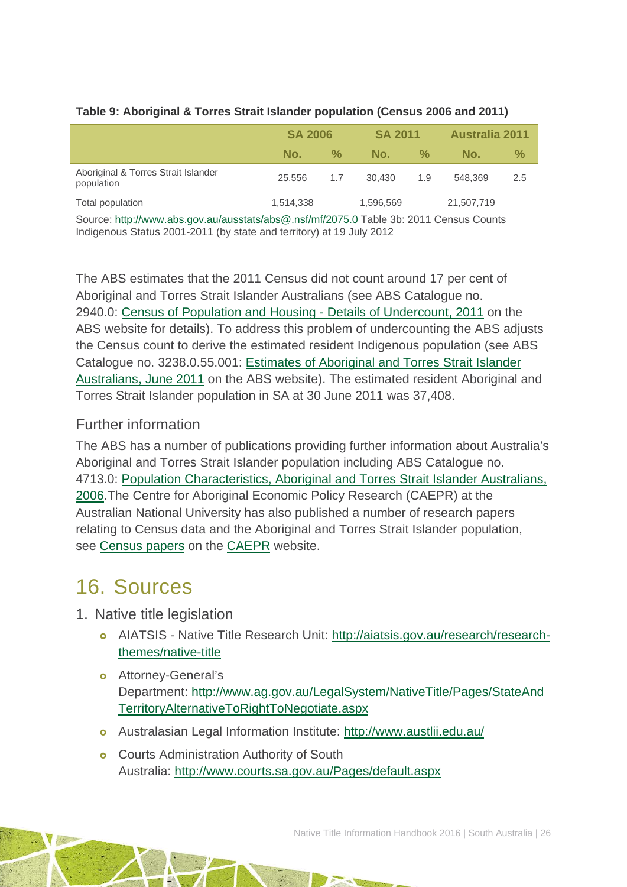**Table 9: Aboriginal & Torres Strait Islander population (Census 2006 and 2011)**

| | SA 2006 | | SA 2011 | | Australia 2011 | |
|---|---|---|---|---|---|---|
| | No. | % | No. | % | No. | % |
| Aboriginal & Torres Strait Islander population | 25,556 | 1.7 | 30,430 | 1.9 | 548,369 | 2.5 |
| Total population | 1,514,338 | | 1,596,569 | | 21,507,719 | |

Source: [http://www.abs.gov.au/ausstats/abs@.nsf/mf/2075.0](http://www.abs.gov.au/ausstats/abs@.nsf/mf/2075.0) Table 3b: 2011 Census Counts Indigenous Status 2001-2011 (by state and territory) at 19 July 2012

The ABS estimates that the 2011 Census did not count around 17 per cent of Aboriginal and Torres Strait Islander Australians (see ABS Catalogue no. 2940.0: Census of Population and Housing - Details of Undercount, 2011 on the ABS website for details). To address this problem of undercounting the ABS adjusts the Census count to derive the estimated resident Indigenous population (see ABS Catalogue no. 3238.0.55.001: Estimates of Aboriginal and Torres Strait Islander Australians, June 2011 on the ABS website). The estimated resident Aboriginal and Torres Strait Islander population in SA at 30 June 2011 was 37,408.

### Further information

The ABS has a number of publications providing further information about Australia's Aboriginal and Torres Strait Islander population including ABS Catalogue no. 4713.0: Population Characteristics, Aboriginal and Torres Strait Islander Australians, 2006.The Centre for Aboriginal Economic Policy Research (CAEPR) at the Australian National University has also published a number of research papers relating to Census data and the Aboriginal and Torres Strait Islander population, see Census papers on the CAEPR website.

# 16. Sources

1. Native title legislation
   - AIATSIS - Native Title Research Unit: [http://aiatsis.gov.au/research/research-themes/native-title](http://aiatsis.gov.au/research/research-themes/native-title)
   - Attorney-General's Department: [http://www.ag.gov.au/LegalSystem/NativeTitle/Pages/StateAndTerritoryAlternativeToRightToNegotiate.aspx](http://www.ag.gov.au/LegalSystem/NativeTitle/Pages/StateAndTerritoryAlternativeToRightToNegotiate.aspx)
   - Australasian Legal Information Institute: [http://www.austlii.edu.au/](http://www.austlii.edu.au/)
   - Courts Administration Authority of South Australia: [http://www.courts.sa.gov.au/Pages/default.aspx](http://www.courts.sa.gov.au/Pages/default.aspx)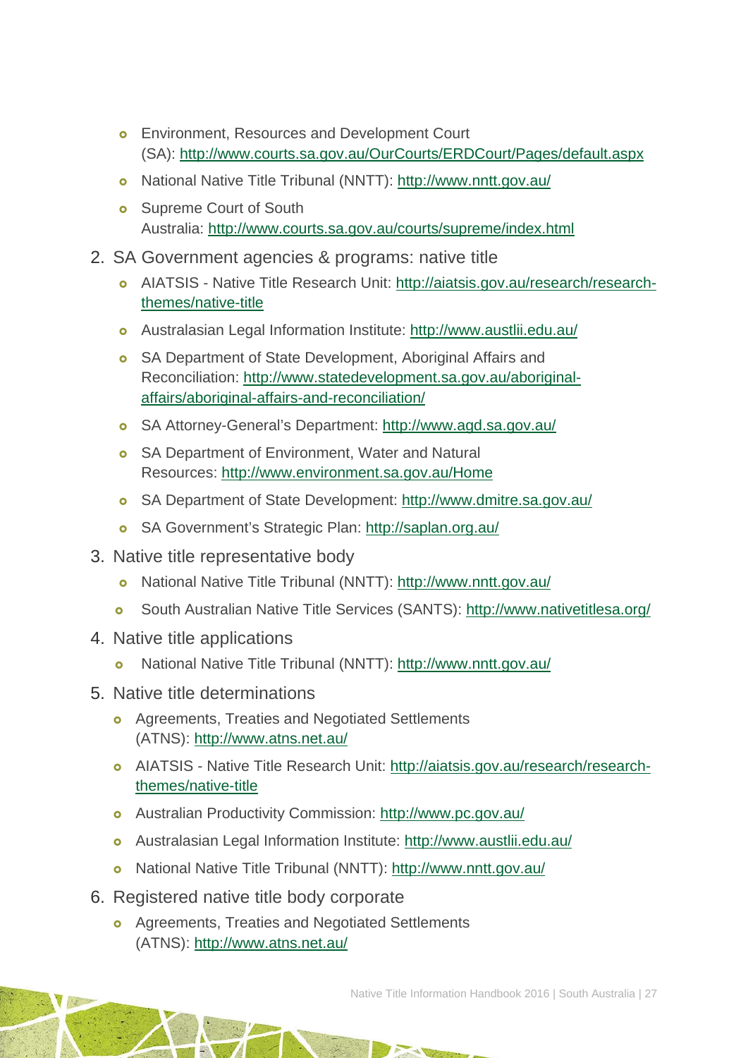- Environment, Resources and Development Court (SA): http://www.courts.sa.gov.au/OurCourts/ERDCourt/Pages/default.aspx
- National Native Title Tribunal (NNTT): http://www.nntt.gov.au/
- Supreme Court of South Australia: http://www.courts.sa.gov.au/courts/supreme/index.html

2. SA Government agencies & programs: native title
   - AIATSIS - Native Title Research Unit: http://aiatsis.gov.au/research/research-themes/native-title
   - Australasian Legal Information Institute: http://www.austlii.edu.au/
   - SA Department of State Development, Aboriginal Affairs and Reconciliation: http://www.statedevelopment.sa.gov.au/aboriginal-affairs/aboriginal-affairs-and-reconciliation/
   - SA Attorney-General's Department: http://www.agd.sa.gov.au/
   - SA Department of Environment, Water and Natural Resources: http://www.environment.sa.gov.au/Home
   - SA Department of State Development: http://www.dmitre.sa.gov.au/
   - SA Government's Strategic Plan: http://saplan.org.au/
3. Native title representative body
   - National Native Title Tribunal (NNTT): http://www.nntt.gov.au/
   - South Australian Native Title Services (SANTS): http://www.nativetitlesa.org/
4. Native title applications
   - National Native Title Tribunal (NNTT): http://www.nntt.gov.au/
5. Native title determinations
   - Agreements, Treaties and Negotiated Settlements (ATNS): http://www.atns.net.au/
   - AIATSIS - Native Title Research Unit: http://aiatsis.gov.au/research/research-themes/native-title
   - Australian Productivity Commission: http://www.pc.gov.au/
   - Australasian Legal Information Institute: http://www.austlii.edu.au/
   - National Native Title Tribunal (NNTT): http://www.nntt.gov.au/
6. Registered native title body corporate
   - Agreements, Treaties and Negotiated Settlements (ATNS): http://www.atns.net.au/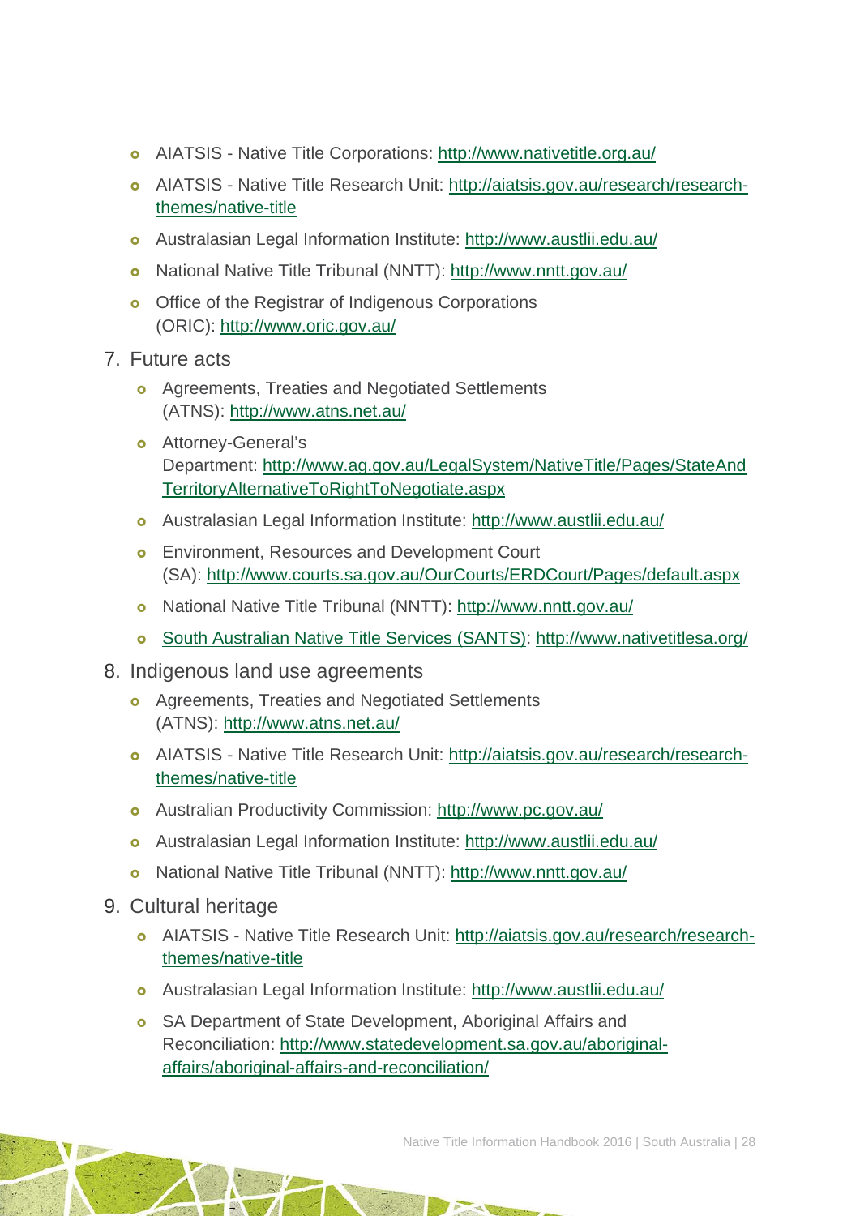- AIATSIS - Native Title Corporations: http://www.nativetitle.org.au/
- AIATSIS - Native Title Research Unit: http://aiatsis.gov.au/research/research-themes/native-title
- Australasian Legal Information Institute: http://www.austlii.edu.au/
- National Native Title Tribunal (NNTT): http://www.nntt.gov.au/
- Office of the Registrar of Indigenous Corporations (ORIC): http://www.oric.gov.au/

7. Future acts
    - Agreements, Treaties and Negotiated Settlements (ATNS): http://www.atns.net.au/
    - Attorney-General's Department: http://www.ag.gov.au/LegalSystem/NativeTitle/Pages/StateAndTerritoryAlternativeToRightToNegotiate.aspx
    - Australasian Legal Information Institute: http://www.austlii.edu.au/
    - Environment, Resources and Development Court (SA): http://www.courts.sa.gov.au/OurCourts/ERDCourt/Pages/default.aspx
    - National Native Title Tribunal (NNTT): http://www.nntt.gov.au/
    - South Australian Native Title Services (SANTS): http://www.nativetitlesa.org/
8. Indigenous land use agreements
    - Agreements, Treaties and Negotiated Settlements (ATNS): http://www.atns.net.au/
    - AIATSIS - Native Title Research Unit: http://aiatsis.gov.au/research/research-themes/native-title
    - Australian Productivity Commission: http://www.pc.gov.au/
    - Australasian Legal Information Institute: http://www.austlii.edu.au/
    - National Native Title Tribunal (NNTT): http://www.nntt.gov.au/
9. Cultural heritage
    - AIATSIS - Native Title Research Unit: http://aiatsis.gov.au/research/research-themes/native-title
    - Australasian Legal Information Institute: http://www.austlii.edu.au/
    - SA Department of State Development, Aboriginal Affairs and Reconciliation: http://www.statedevelopment.sa.gov.au/aboriginal-affairs/aboriginal-affairs-and-reconciliation/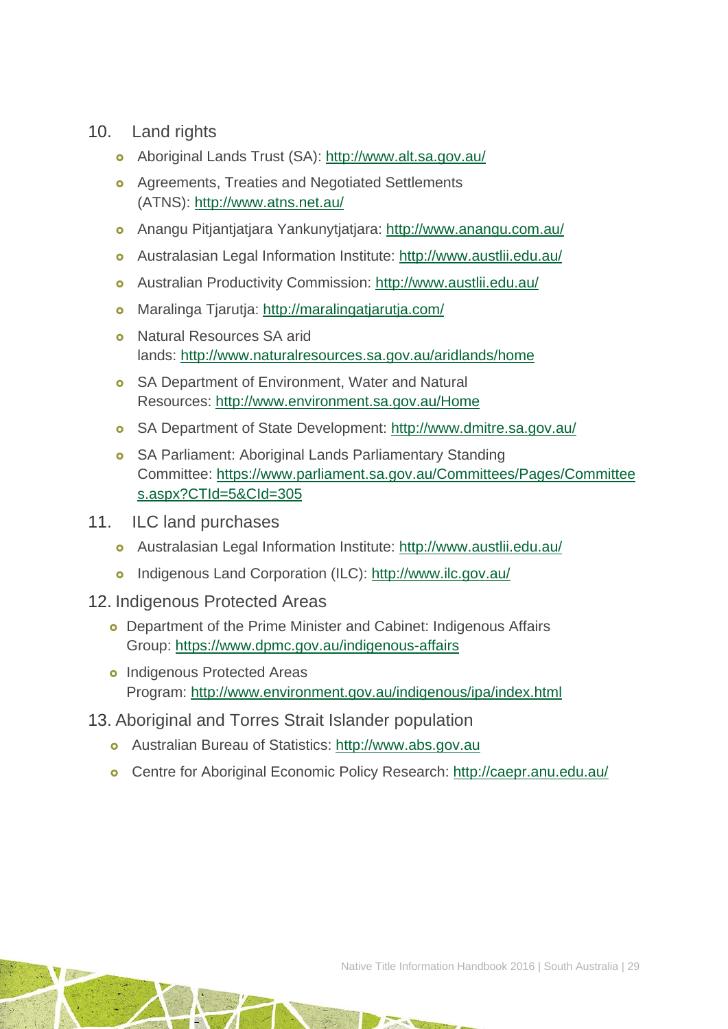10. Land rights

- Aboriginal Lands Trust (SA): http://www.alt.sa.gov.au/
- Agreements, Treaties and Negotiated Settlements (ATNS): http://www.atns.net.au/
- Anangu Pitjantjatjara Yankunytjatjara: http://www.anangu.com.au/
- Australasian Legal Information Institute: http://www.austlii.edu.au/
- Australian Productivity Commission: http://www.austlii.edu.au/
- Maralinga Tjarutja: http://maralingatjarutja.com/
- Natural Resources SA arid lands: http://www.naturalresources.sa.gov.au/aridlands/home
- SA Department of Environment, Water and Natural Resources: http://www.environment.sa.gov.au/Home
- SA Department of State Development: http://www.dmitre.sa.gov.au/
- SA Parliament: Aboriginal Lands Parliamentary Standing Committee: https://www.parliament.sa.gov.au/Committees/Pages/Committees.aspx?CTId=5&CId=305

11. ILC land purchases

- Australasian Legal Information Institute: http://www.austlii.edu.au/
- Indigenous Land Corporation (ILC): http://www.ilc.gov.au/

12. Indigenous Protected Areas

- Department of the Prime Minister and Cabinet: Indigenous Affairs Group: https://www.dpmc.gov.au/indigenous-affairs
- Indigenous Protected Areas Program: http://www.environment.gov.au/indigenous/ipa/index.html

13. Aboriginal and Torres Strait Islander population

- Australian Bureau of Statistics: http://www.abs.gov.au
- Centre for Aboriginal Economic Policy Research: http://caepr.anu.edu.au/